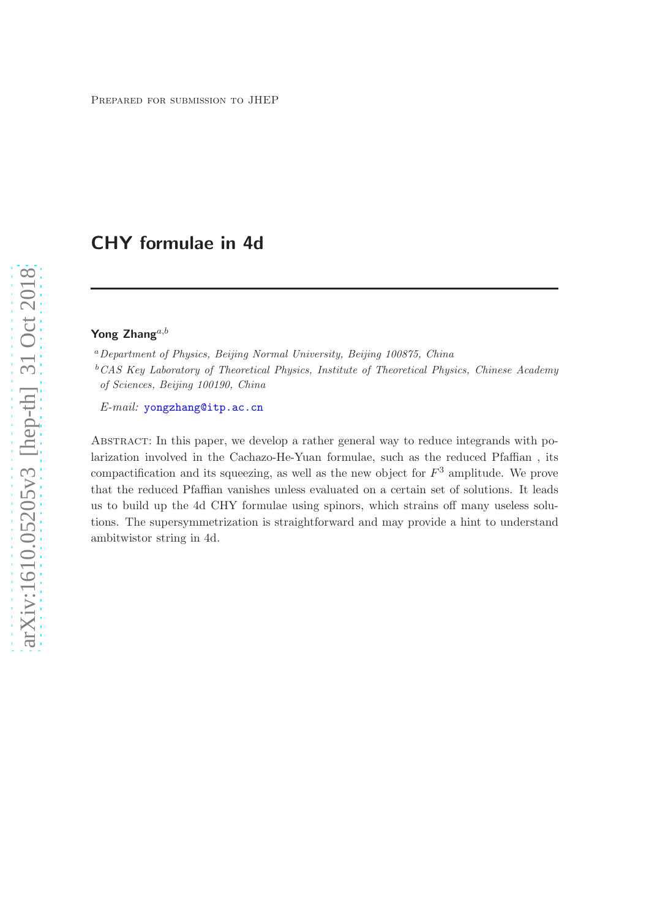Prepared for submission to JHEP

# CHY formulae in 4d

**Yong Zhang**[a,b]

[a] *Department of Physics, Beijing Normal University, Beijing 100875, China*

[b] *CAS Key Laboratory of Theoretical Physics, Institute of Theoretical Physics, Chinese Academy of Sciences, Beijing 100190, China*

*E-mail:* yongzhang@itp.ac.cn

Abstract: In this paper, we develop a rather general way to reduce integrands with polarization involved in the Cachazo-He-Yuan formulae, such as the reduced Pfaffian , its compactification and its squeezing, as well as the new object for $F^3$ amplitude. We prove that the reduced Pfaffian vanishes unless evaluated on a certain set of solutions. It leads us to build up the 4d CHY formulae using spinors, which strains off many useless solutions. The supersymmetrization is straightforward and may provide a hint to understand ambitwistor string in 4d.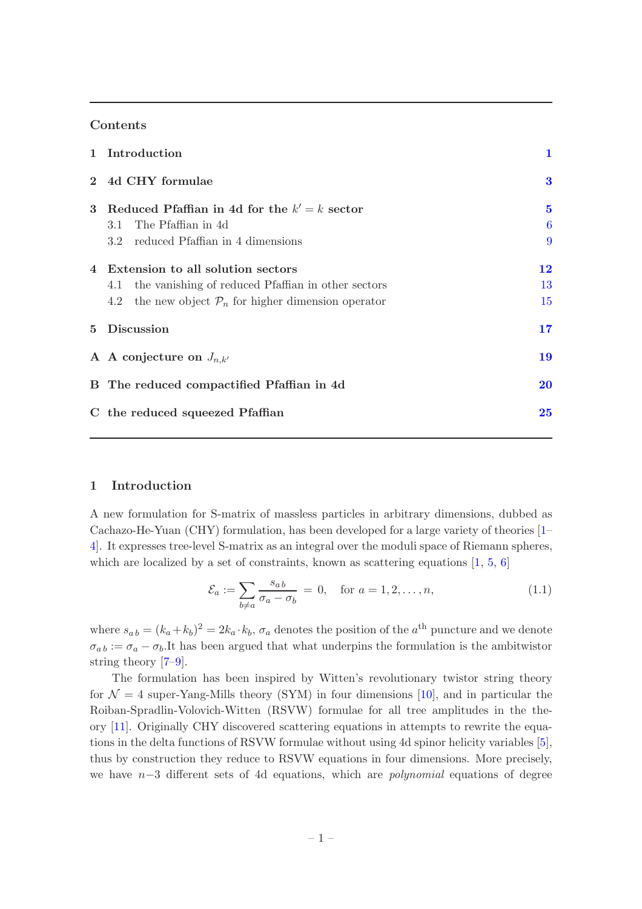Contents

| | | |
|---|---|---|
| **1** | **Introduction** | **1** |
| **2** | **4d CHY formulae** | **3** |
| **3** | **Reduced Pfaffian in 4d for the $k'=k$ sector** | **5** |
| | 3.1 The Pfaffian in 4d | 6 |
| | 3.2 reduced Pfaffian in 4 dimensions | 9 |
| **4** | **Extension to all solution sectors** | **12** |
| | 4.1 the vanishing of reduced Pfaffian in other sectors | 13 |
| | 4.2 the new object $\mathcal{P}_n$ for higher dimension operator | 15 |
| **5** | **Discussion** | **17** |
| **A** | **A conjecture on $J_{n,k'}$** | **19** |
| **B** | **The reduced compactified Pfaffian in 4d** | **20** |
| **C** | **the reduced squeezed Pfaffian** | **25** |

# 1 Introduction

A new formulation for S-matrix of massless particles in arbitrary dimensions, dubbed as Cachazo-He-Yuan (CHY) formulation, has been developed for a large variety of theories [1–4]. It expresses tree-level S-matrix as an integral over the moduli space of Riemann spheres, which are localized by a set of constraints, known as scattering equations [1, 5, 6]

$$\mathcal{E}_a := \sum_{b\neq a} \frac{s_{a\,b}}{\sigma_a - \sigma_b} = 0, \quad \text{for } a = 1, 2, \ldots, n, \tag{1.1}$$

where $s_{a\,b} = (k_a + k_b)^2 = 2k_a \cdot k_b$, $\sigma_a$ denotes the position of the $a^{\text{th}}$ puncture and we denote $\sigma_{a\,b} := \sigma_a - \sigma_b$.It has been argued that what underpins the formulation is the ambitwistor string theory [7–9].

The formulation has been inspired by Witten's revolutionary twistor string theory for $\mathcal{N}=4$ super-Yang-Mills theory (SYM) in four dimensions [10], and in particular the Roiban-Spradlin-Volovich-Witten (RSVW) formulae for all tree amplitudes in the theory [11]. Originally CHY discovered scattering equations in attempts to rewrite the equations in the delta functions of RSVW formulae without using 4d spinor helicity variables [5], thus by construction they reduce to RSVW equations in four dimensions. More precisely, we have $n-3$ different sets of 4d equations, which are *polynomial* equations of degree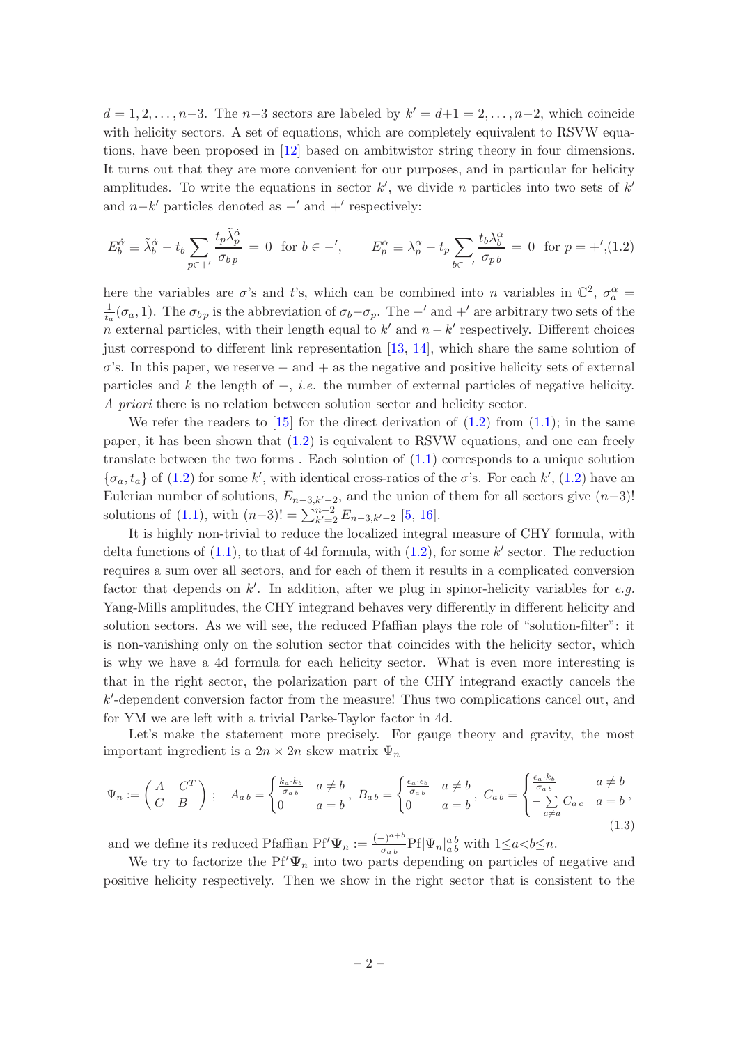$d=1,2,\ldots,n{-}3$. The $n{-}3$ sectors are labeled by $k'=d{+}1=2,\ldots,n{-}2$, which coincide with helicity sectors. A set of equations, which are completely equivalent to RSVW equations, have been proposed in [12] based on ambitwistor string theory in four dimensions. It turns out that they are more convenient for our purposes, and in particular for helicity amplitudes. To write the equations in sector $k'$, we divide $n$ particles into two sets of $k'$ and $n{-}k'$ particles denoted as $-'$ and $+'$ respectively:

$$E_b^{\dot\alpha} \equiv \tilde\lambda_b^{\dot\alpha} - t_b \sum_{p\in +'} \frac{t_p \tilde\lambda_p^{\dot\alpha}}{\sigma_{b\,p}} = 0 \;\; \text{for } b\in -', \qquad E_p^{\alpha} \equiv \lambda_p^{\alpha} - t_p \sum_{b\in -'} \frac{t_b \lambda_b^{\alpha}}{\sigma_{p\,b}} = 0 \;\; \text{for } p=+', \tag{1.2}$$

here the variables are $\sigma$'s and $t$'s, which can be combined into $n$ variables in $\mathbb{C}^2$, $\sigma_a^\alpha = \frac{1}{t_a}(\sigma_a,1)$. The $\sigma_{b\,p}$ is the abbreviation of $\sigma_b{-}\sigma_p$. The $-'$ and $+'$ are arbitrary two sets of the $n$ external particles, with their length equal to $k'$ and $n-k'$ respectively. Different choices just correspond to different link representation [13, 14], which share the same solution of $\sigma$'s. In this paper, we reserve $-$ and $+$ as the negative and positive helicity sets of external particles and $k$ the length of $-$, *i.e.* the number of external particles of negative helicity. *A priori* there is no relation between solution sector and helicity sector.

We refer the readers to [15] for the direct derivation of (1.2) from (1.1); in the same paper, it has been shown that (1.2) is equivalent to RSVW equations, and one can freely translate between the two forms . Each solution of (1.1) corresponds to a unique solution $\{\sigma_a, t_a\}$ of (1.2) for some $k'$, with identical cross-ratios of the $\sigma$'s. For each $k'$, (1.2) have an Eulerian number of solutions, $E_{n-3,k'-2}$, and the union of them for all sectors give $(n{-}3)!$ solutions of (1.1), with $(n{-}3)! = \sum_{k'=2}^{n-2} E_{n-3,k'-2}$ [5, 16].

It is highly non-trivial to reduce the localized integral measure of CHY formula, with delta functions of (1.1), to that of 4d formula, with (1.2), for some $k'$ sector. The reduction requires a sum over all sectors, and for each of them it results in a complicated conversion factor that depends on $k'$. In addition, after we plug in spinor-helicity variables for *e.g.* Yang-Mills amplitudes, the CHY integrand behaves very differently in different helicity and solution sectors. As we will see, the reduced Pfaffian plays the role of "solution-filter": it is non-vanishing only on the solution sector that coincides with the helicity sector, which is why we have a 4d formula for each helicity sector. What is even more interesting is that in the right sector, the polarization part of the CHY integrand exactly cancels the $k'$-dependent conversion factor from the measure! Thus two complications cancel out, and for YM we are left with a trivial Parke-Taylor factor in 4d.

Let's make the statement more precisely. For gauge theory and gravity, the most important ingredient is a $2n\times 2n$ skew matrix $\Psi_n$

$$\Psi_n := \begin{pmatrix} A & -C^T \\ C & B \end{pmatrix}; \quad A_{a\,b} = \begin{cases} \frac{k_a\cdot k_b}{\sigma_{a\,b}} & a\neq b \\ 0 & a=b \end{cases}, \; B_{a\,b} = \begin{cases} \frac{\epsilon_a\cdot \epsilon_b}{\sigma_{a\,b}} & a\neq b \\ 0 & a=b \end{cases}, \; C_{a\,b} = \begin{cases} \frac{\epsilon_a\cdot k_b}{\sigma_{a\,b}} & a\neq b \\ -\sum\limits_{c\neq a} C_{a\,c} & a=b \end{cases}, \tag{1.3}$$

and we define its reduced Pfaffian $\text{Pf}'\boldsymbol{\Psi}_n := \frac{(-)^{a+b}}{\sigma_{a\,b}} \text{Pf}|\Psi_n|^{a\,b}_{a\,b}$ with $1{\leq}a{<}b{\leq}n$.

We try to factorize the $\text{Pf}'\boldsymbol{\Psi}_n$ into two parts depending on particles of negative and positive helicity respectively. Then we show in the right sector that is consistent to the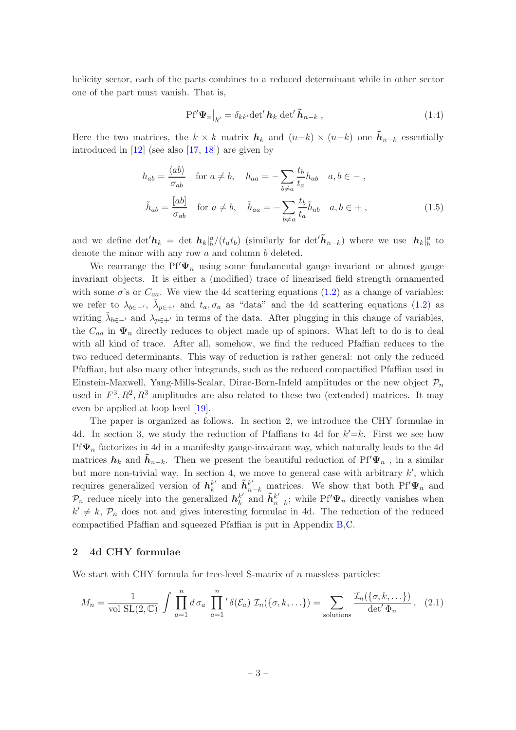helicity sector, each of the parts combines to a reduced determinant while in other sector one of the part must vanish. That is,

$$\mathrm{Pf}'\boldsymbol{\Psi}_n\Big|_{k'} = \delta_{kk'}\det{}'\boldsymbol{h}_k \det{}'\tilde{\boldsymbol{h}}_{n-k}\ , \tag{1.4}$$

Here the two matrices, the $k\times k$ matrix $\boldsymbol{h}_k$ and $(n-k)\times(n-k)$ one $\tilde{\boldsymbol{h}}_{n-k}$ essentially introduced in [12] (see also [17, 18]) are given by

$$\begin{aligned}
h_{ab} &= \frac{\langle ab\rangle}{\sigma_{ab}} \quad \text{for } a\neq b, \quad h_{aa} = -\sum_{b\neq a}\frac{t_b}{t_a}h_{ab} \quad a,b\in -\ ,\\
\tilde{h}_{ab} &= \frac{[ab]}{\sigma_{ab}} \quad \text{for } a\neq b, \quad \tilde{h}_{aa} = -\sum_{b\neq a}\frac{t_b}{t_a}\tilde{h}_{ab} \quad a,b\in +\ ,
\end{aligned} \tag{1.5}$$

and we define $\det{}'\boldsymbol{h}_k = \det|\boldsymbol{h}_k|^a_b/(t_a t_b)$ (similarly for $\det{}'\tilde{\boldsymbol{h}}_{n-k}$) where we use $|\boldsymbol{h}_k|^a_b$ to denote the minor with any row $a$ and column $b$ deleted.

We rearrange the $\mathrm{Pf}'\boldsymbol{\Psi}_n$ using some fundamental gauge invariant or almost gauge invariant objects. It is either a (modified) trace of linearised field strength ornamented with some $\sigma$'s or $C_{aa}$. We view the 4d scattering equations (1.2) as a change of variables: we refer to $\lambda_{b\in-'}$, $\tilde{\lambda}_{p\in+'}$ and $t_a,\sigma_a$ as "data" and the 4d scattering equations (1.2) as writing $\tilde{\lambda}_{b\in-'}$ and $\lambda_{p\in+'}$ in terms of the data. After plugging in this change of variables, the $C_{aa}$ in $\boldsymbol{\Psi}_n$ directly reduces to object made up of spinors. What left to do is to deal with all kind of trace. After all, somehow, we find the reduced Pfaffian reduces to the two reduced determinants. This way of reduction is rather general: not only the reduced Pfaffian, but also many other integrands, such as the reduced compactified Pfaffian used in Einstein-Maxwell, Yang-Mills-Scalar, Dirac-Born-Infeld amplitudes or the new object $\mathcal{P}_n$ used in $F^3, R^2, R^3$ amplitudes are also related to these two (extended) matrices. It may even be applied at loop level [19].

The paper is organized as follows. In section 2, we introduce the CHY formulae in 4d. In section 3, we study the reduction of Pfaffians to 4d for $k'{=}k$. First we see how $\mathrm{Pf}\boldsymbol{\Psi}_n$ factorizes in 4d in a manifeslty gauge-invariant way, which naturally leads to the 4d matrices $\boldsymbol{h}_k$ and $\tilde{\boldsymbol{h}}_{n-k}$. Then we present the beautiful reduction of $\mathrm{Pf}'\boldsymbol{\Psi}_n$ , in a similar but more non-trivial way. In section 4, we move to general case with arbitrary $k'$, which requires generalized version of $\boldsymbol{h}^{k'}_k$ and $\tilde{\boldsymbol{h}}^{k'}_{n-k}$ matrices. We show that both $\mathrm{Pf}'\boldsymbol{\Psi}_n$ and $\mathcal{P}_n$ reduce nicely into the generalized $\boldsymbol{h}^{k'}_k$ and $\tilde{\boldsymbol{h}}^{k'}_{n-k}$; while $\mathrm{Pf}'\boldsymbol{\Psi}_n$ directly vanishes when $k'\neq k$, $\mathcal{P}_n$ does not and gives interesting formulae in 4d. The reduction of the reduced compactified Pfaffian and squeezed Pfaffian is put in Appendix B,C.

## 2 4d CHY formulae

We start with CHY formula for tree-level S-matrix of $n$ massless particles:

$$M_n = \frac{1}{\text{vol SL}(2,\mathbb{C})}\int\prod_{a=1}^{n} d\,\sigma_a \,\prod_{a=1}^{n}{}'\,\delta(\mathcal{E}_a)\;\mathcal{I}_n(\{\sigma,k,\ldots\}) = \sum_{\text{solutions}}\frac{\mathcal{I}_n(\{\sigma,k,\ldots\})}{\det{}'\,\Phi_n}\ , \tag{2.1}$$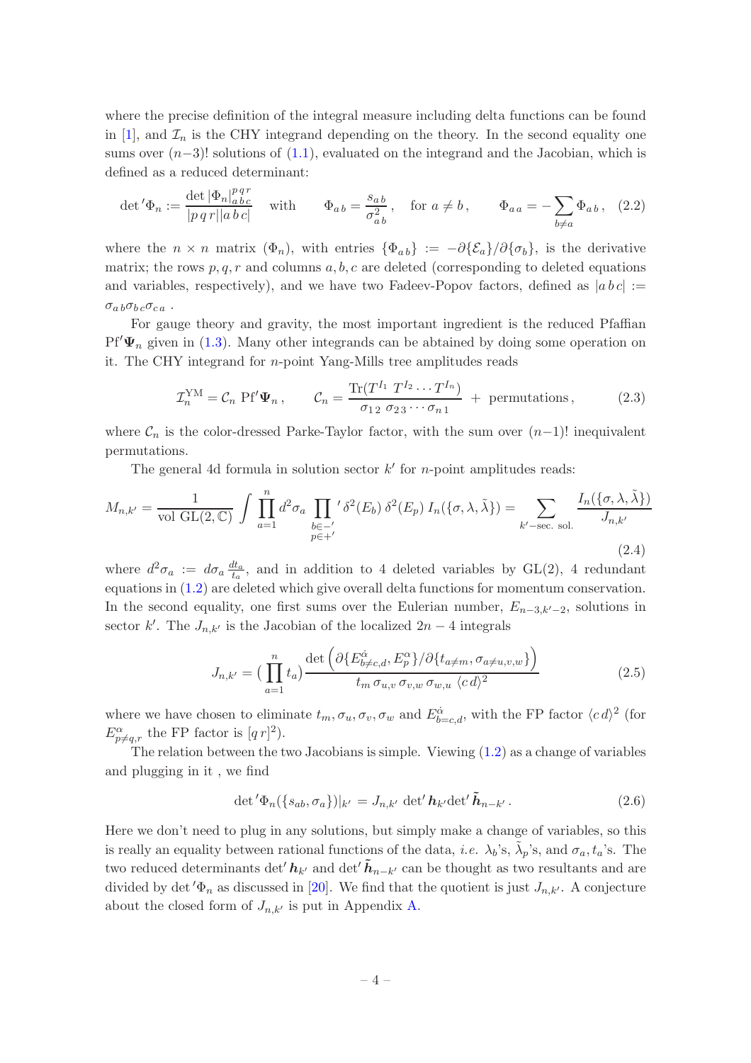where the precise definition of the integral measure including delta functions can be found in [1], and $\mathcal{I}_n$ is the CHY integrand depending on the theory. In the second equality one sums over $(n-3)!$ solutions of (1.1), evaluated on the integrand and the Jacobian, which is defined as a reduced determinant:

$$\det{}'\Phi_n := \frac{\det|\Phi_n|^{p\,q\,r}_{a\,b\,c}}{|p\,q\,r||a\,b\,c|} \quad \text{with} \qquad \Phi_{a\,b} = \frac{s_{a\,b}}{\sigma_{a\,b}^2}\,, \quad \text{for } a \neq b\,, \qquad \Phi_{a\,a} = -\sum_{b\neq a} \Phi_{a\,b}\,, \quad (2.2)$$

where the $n \times n$ matrix $(\Phi_n)$, with entries $\{\Phi_{a\,b}\} := -\partial\{\mathcal{E}_a\}/\partial\{\sigma_b\}$, is the derivative matrix; the rows $p, q, r$ and columns $a, b, c$ are deleted (corresponding to deleted equations and variables, respectively), and we have two Fadeev-Popov factors, defined as $|a\,b\,c| := \sigma_{a\,b}\sigma_{b\,c}\sigma_{c\,a}$ .

For gauge theory and gravity, the most important ingredient is the reduced Pfaffian $\text{Pf}'\boldsymbol{\Psi}_n$ given in (1.3). Many other integrands can be abtained by doing some operation on it. The CHY integrand for $n$-point Yang-Mills tree amplitudes reads

$$\mathcal{I}_n^{\text{YM}} = \mathcal{C}_n \ \text{Pf}'\boldsymbol{\Psi}_n\,, \qquad \mathcal{C}_n = \frac{\text{Tr}(T^{I_1}\ T^{I_2}\cdots T^{I_n})}{\sigma_{1\,2}\ \sigma_{2\,3}\cdots\sigma_{n\,1}} \ +\ \text{permutations}\,, \quad (2.3)$$

where $\mathcal{C}_n$ is the color-dressed Parke-Taylor factor, with the sum over $(n-1)!$ inequivalent permutations.

The general 4d formula in solution sector $k'$ for $n$-point amplitudes reads:

$$M_{n,k'} = \frac{1}{\text{vol GL}(2,\mathbb{C})}\int \prod_{a=1}^n d^2\sigma_a \prod_{\substack{b\in -'\\ p\in +'}}{}' \,\delta^2(E_b)\,\delta^2(E_p)\, I_n(\{\sigma,\lambda,\tilde{\lambda}\}) = \sum_{k'-\text{sec. sol.}} \frac{I_n(\{\sigma,\lambda,\tilde{\lambda}\})}{J_{n,k'}} \quad (2.4)$$

where $d^2\sigma_a := d\sigma_a \frac{dt_a}{t_a}$, and in addition to 4 deleted variables by GL(2), 4 redundant equations in (1.2) are deleted which give overall delta functions for momentum conservation. In the second equality, one first sums over the Eulerian number, $E_{n-3,k'-2}$, solutions in sector $k'$. The $J_{n,k'}$ is the Jacobian of the localized $2n-4$ integrals

$$J_{n,k'} = (\prod_{a=1}^n t_a)\frac{\det\left(\partial\{E^{\dot{\alpha}}_{b\neq c,d}, E^{\alpha}_p\}/\partial\{t_{a\neq m}, \sigma_{a\neq u,v,w}\}\right)}{t_m\,\sigma_{u,v}\,\sigma_{v,w}\,\sigma_{w,u}\ \langle c\,d\rangle^2} \quad (2.5)$$

where we have chosen to eliminate $t_m, \sigma_u, \sigma_v, \sigma_w$ and $E^{\dot{\alpha}}_{b=c,d}$, with the FP factor $\langle c\,d\rangle^2$ (for $E^{\alpha}_{p\neq q,r}$ the FP factor is $[q\,r]^2$).

The relation between the two Jacobians is simple. Viewing (1.2) as a change of variables and plugging in it , we find

$$\det{}'\Phi_n(\{s_{ab},\sigma_a\})|_{k'} = J_{n,k'}\ \det{}'\boldsymbol{h}_{k'}\det{}'\tilde{\boldsymbol{h}}_{n-k'}\,. \quad (2.6)$$

Here we don't need to plug in any solutions, but simply make a change of variables, so this is really an equality between rational functions of the data, *i.e.* $\lambda_b$'s, $\tilde{\lambda}_p$'s, and $\sigma_a, t_a$'s. The two reduced determinants $\det{}'\boldsymbol{h}_{k'}$ and $\det{}'\tilde{\boldsymbol{h}}_{n-k'}$ can be thought as two resultants and are divided by $\det{}'\Phi_n$ as discussed in [20]. We find that the quotient is just $J_{n,k'}$. A conjecture about the closed form of $J_{n,k'}$ is put in Appendix A.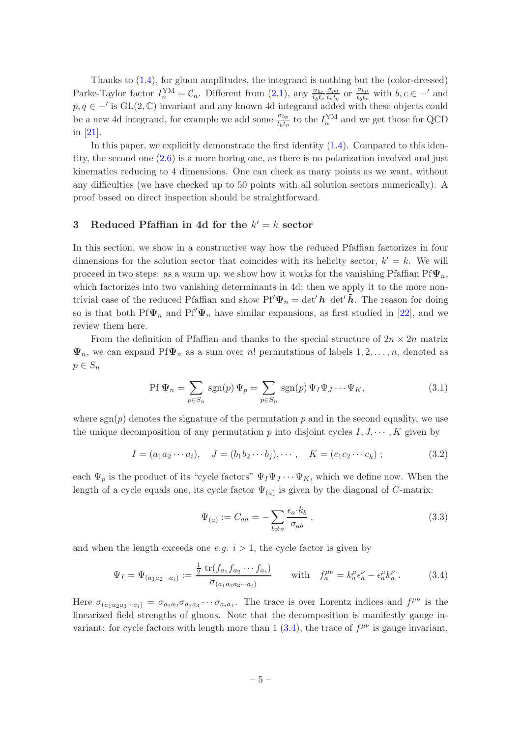Thanks to (1.4), for gluon amplitudes, the integrand is nothing but the (color-dressed) Parke-Taylor factor $I_n^{\rm YM} = \mathcal{C}_n$. Different from (2.1), any $\frac{\sigma_{bc}}{t_b t_c}\frac{\sigma_{pq}}{t_p t_q}$ or $\frac{\sigma_{bp}}{t_b t_p}$ with $b, c \in -'$ and $p, q \in +'$ is $\mathrm{GL}(2,\mathbb{C})$ invariant and any known 4d integrand added with these objects could be a new 4d integrand, for example we add some $\frac{\sigma_{bp}}{t_b t_p}$ to the $I_n^{\rm YM}$ and we get those for QCD in [21].

In this paper, we explicitly demonstrate the first identity (1.4). Compared to this identity, the second one (2.6) is a more boring one, as there is no polarization involved and just kinematics reducing to 4 dimensions. One can check as many points as we want, without any difficulties (we have checked up to 50 points with all solution sectors numerically). A proof based on direct inspection should be straightforward.

## 3 Reduced Pfaffian in 4d for the $k' = k$ sector

In this section, we show in a constructive way how the reduced Pfaffian factorizes in four dimensions for the solution sector that coincides with its helicity sector, $k' = k$. We will proceed in two steps: as a warm up, we show how it works for the vanishing Pfaffian $\mathrm{Pf}\boldsymbol{\Psi}_n$, which factorizes into two vanishing determinants in 4d; then we apply it to the more non-trivial case of the reduced Pfaffian and show $\mathrm{Pf}'\boldsymbol{\Psi}_n = \det' \boldsymbol{h}\ \det' \tilde{\boldsymbol{h}}$. The reason for doing so is that both $\mathrm{Pf}\boldsymbol{\Psi}_n$ and $\mathrm{Pf}'\boldsymbol{\Psi}_n$ have similar expansions, as first studied in [22], and we review them here.

From the definition of Pfaffian and thanks to the special structure of $2n \times 2n$ matrix $\boldsymbol{\Psi}_n$, we can expand $\mathrm{Pf}\boldsymbol{\Psi}_n$ as a sum over $n!$ permutations of labels $1, 2, \ldots, n$, denoted as $p \in S_n$

$$\mathrm{Pf}\,\boldsymbol{\Psi}_n = \sum_{p \in S_n} \mathrm{sgn}(p)\,\Psi_p = \sum_{p \in S_n} \mathrm{sgn}(p)\,\Psi_I \Psi_J \cdots \Psi_K, \tag{3.1}$$

where $\mathrm{sgn}(p)$ denotes the signature of the permutation $p$ and in the second equality, we use the unique decomposition of any permutation $p$ into disjoint cycles $I, J, \cdots, K$ given by

$$I = (a_1 a_2 \cdots a_i), \quad J = (b_1 b_2 \cdots b_j), \cdots, \quad K = (c_1 c_2 \cdots c_k)\ ; \tag{3.2}$$

each $\Psi_p$ is the product of its "cycle factors" $\Psi_I \Psi_J \cdots \Psi_K$, which we define now. When the length of a cycle equals one, its cycle factor $\Psi_{(a)}$ is given by the diagonal of $C$-matrix:

$$\Psi_{(a)} := C_{aa} = -\sum_{b \neq a} \frac{\epsilon_a \cdot k_b}{\sigma_{ab}}\,, \tag{3.3}$$

and when the length exceeds one *e.g.* $i > 1$, the cycle factor is given by

$$\Psi_I = \Psi_{(a_1 \cdots a_i)} := \frac{\frac{1}{2}\,\mathrm{tr}(f_{a_1} f_{a_2} \cdots f_{a_i})}{\sigma_{(a_1 a_2 a_3 \cdots a_i)}} \qquad \text{with} \quad f_a^{\mu\nu} = k_a^\mu \epsilon_a^\nu - \epsilon_a^\mu k_a^\nu\,. \tag{3.4}$$

Here $\sigma_{(a_1 a_2 a_3 \cdots a_i)} = \sigma_{a_1 a_2} \sigma_{a_2 a_3} \cdots \sigma_{a_i a_1}$. The trace is over Lorentz indices and $f^{\mu\nu}$ is the linearized field strengths of gluons. Note that the decomposition is manifestly gauge invariant: for cycle factors with length more than 1 (3.4), the trace of $f^{\mu\nu}$ is gauge invariant,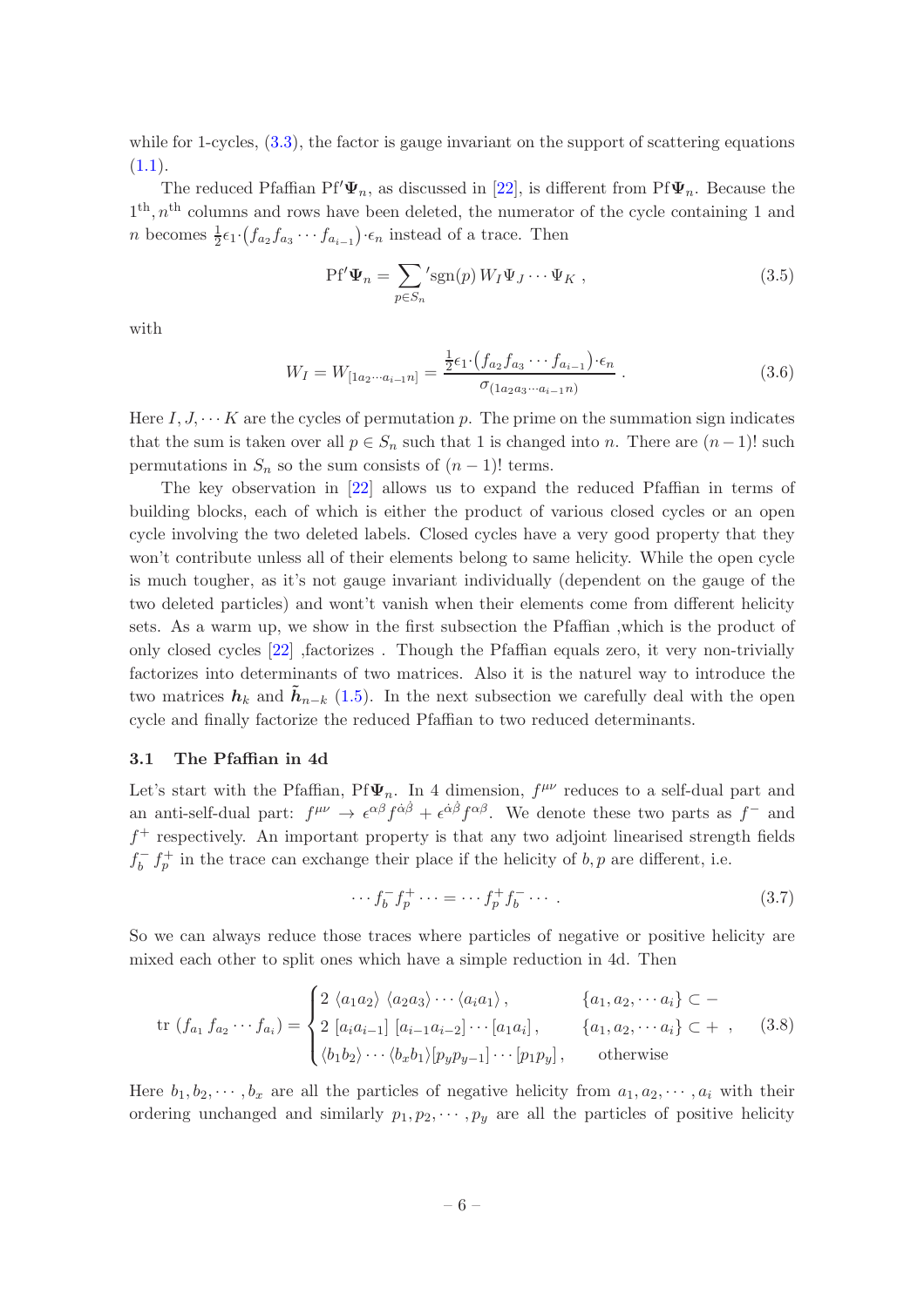while for 1-cycles, (3.3), the factor is gauge invariant on the support of scattering equations (1.1).

The reduced Pfaffian $\mathrm{Pf}'\boldsymbol{\Psi}_n$, as discussed in [22], is different from $\mathrm{Pf}\boldsymbol{\Psi}_n$. Because the $1^{\text{th}}, n^{\text{th}}$ columns and rows have been deleted, the numerator of the cycle containing 1 and $n$ becomes $\frac{1}{2}\epsilon_1\cdot\left(f_{a_2}f_{a_3}\cdots f_{a_{i-1}}\right)\cdot\epsilon_n$ instead of a trace. Then

$$\mathrm{Pf}'\boldsymbol{\Psi}_n = \sum_{p\in S_n}{}' \mathrm{sgn}(p)\, W_I \Psi_J \cdots \Psi_K\ , \tag{3.5}$$

with

$$W_I = W_{[1a_2\cdots a_{i-1}n]} = \frac{\frac{1}{2}\epsilon_1\cdot\left(f_{a_2}f_{a_3}\cdots f_{a_{i-1}}\right)\cdot\epsilon_n}{\sigma_{(1a_2a_3\cdots a_{i-1}n)}}\ . \tag{3.6}$$

Here $I, J, \cdots K$ are the cycles of permutation $p$. The prime on the summation sign indicates that the sum is taken over all $p \in S_n$ such that 1 is changed into $n$. There are $(n-1)!$ such permutations in $S_n$ so the sum consists of $(n-1)!$ terms.

The key observation in [22] allows us to expand the reduced Pfaffian in terms of building blocks, each of which is either the product of various closed cycles or an open cycle involving the two deleted labels. Closed cycles have a very good property that they won't contribute unless all of their elements belong to same helicity. While the open cycle is much tougher, as it's not gauge invariant individually (dependent on the gauge of the two deleted particles) and wont't vanish when their elements come from different helicity sets. As a warm up, we show in the first subsection the Pfaffian ,which is the product of only closed cycles [22] ,factorizes . Though the Pfaffian equals zero, it very non-trivially factorizes into determinants of two matrices. Also it is the naturel way to introduce the two matrices $\boldsymbol{h}_k$ and $\tilde{\boldsymbol{h}}_{n-k}$ (1.5). In the next subsection we carefully deal with the open cycle and finally factorize the reduced Pfaffian to two reduced determinants.

### 3.1 The Pfaffian in 4d

Let's start with the Pfaffian, $\mathrm{Pf}\boldsymbol{\Psi}_n$. In 4 dimension, $f^{\mu\nu}$ reduces to a self-dual part and an anti-self-dual part: $f^{\mu\nu} \to \epsilon^{\alpha\beta}f^{\dot{\alpha}\dot{\beta}} + \epsilon^{\dot{\alpha}\dot{\beta}}f^{\alpha\beta}$. We denote these two parts as $f^-$ and $f^+$ respectively. An important property is that any two adjoint linearised strength fields $f_b^-\, f_p^+$ in the trace can exchange their place if the helicity of $b, p$ are different, i.e.

$$\cdots f_b^- f_p^+ \cdots = \cdots f_p^+ f_b^- \cdots\ . \tag{3.7}$$

So we can always reduce those traces where particles of negative or positive helicity are mixed each other to split ones which have a simple reduction in 4d. Then

$$\mathrm{tr}\,\left(f_{a_1}\,f_{a_2}\cdots f_{a_i}\right) = \begin{cases} 2\,\langle a_1a_2\rangle\,\langle a_2a_3\rangle\cdots\langle a_ia_1\rangle\,, & \{a_1,a_2,\cdots a_i\}\subset - \\ 2\,[a_ia_{i-1}]\,[a_{i-1}a_{i-2}]\cdots[a_1a_i]\,, & \{a_1,a_2,\cdots a_i\}\subset + \\ \langle b_1b_2\rangle\cdots\langle b_xb_1\rangle[p_yp_{y-1}]\cdots[p_1p_y]\,, & \text{otherwise} \end{cases}\ , \tag{3.8}$$

Here $b_1, b_2, \cdots, b_x$ are all the particles of negative helicity from $a_1, a_2, \cdots, a_i$ with their ordering unchanged and similarly $p_1, p_2, \cdots, p_y$ are all the particles of positive helicity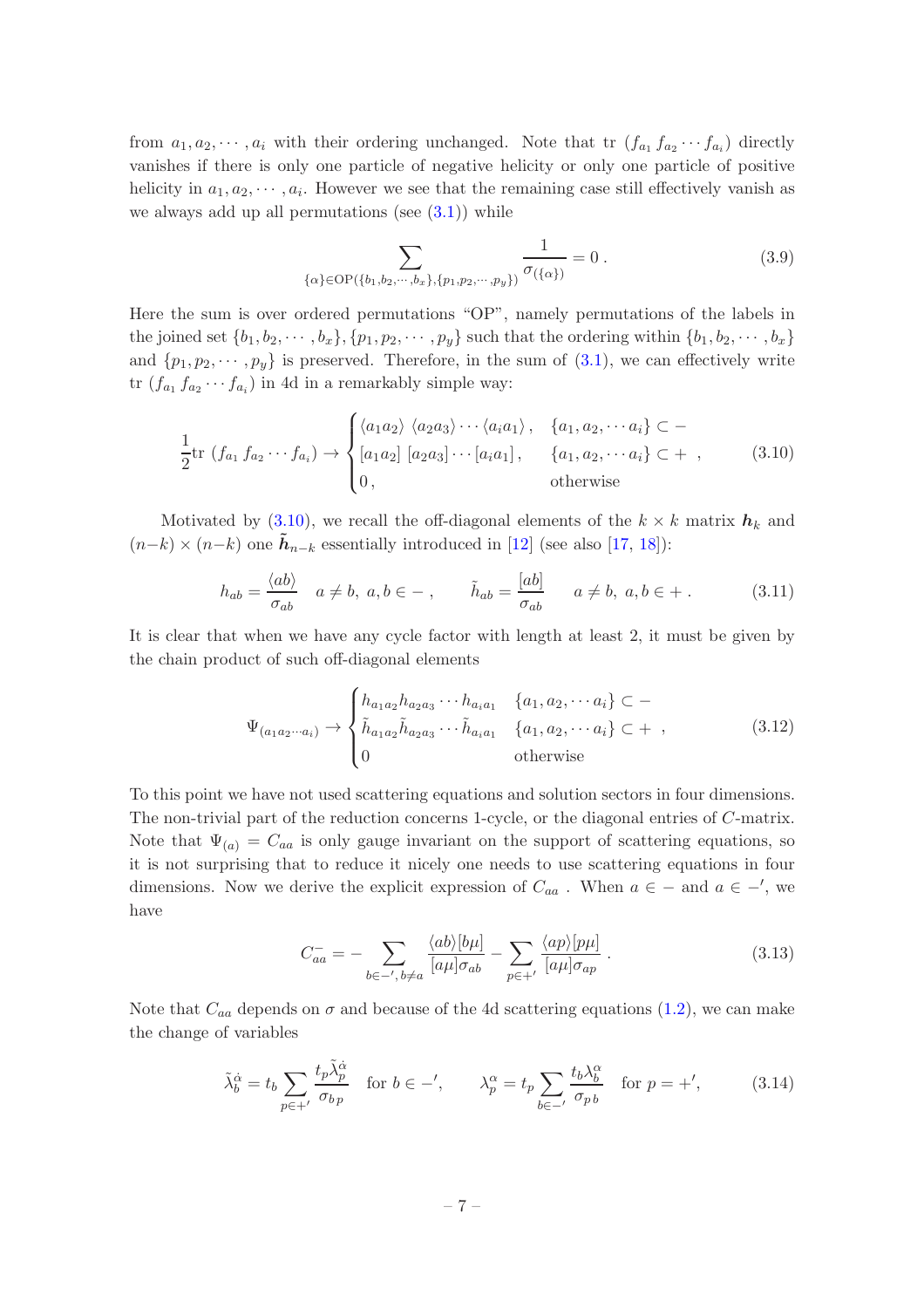from $a_1, a_2, \cdots, a_i$ with their ordering unchanged. Note that $\text{tr}\,(f_{a_1} f_{a_2} \cdots f_{a_i})$ directly vanishes if there is only one particle of negative helicity or only one particle of positive helicity in $a_1, a_2, \cdots, a_i$. However we see that the remaining case still effectively vanish as we always add up all permutations (see (3.1)) while

$$\sum_{\{\alpha\} \in \text{OP}(\{b_1, b_2, \cdots, b_x\}, \{p_1, p_2, \cdots, p_y\})} \frac{1}{\sigma_{(\{\alpha\})}} = 0\,. \tag{3.9}$$

Here the sum is over ordered permutations "OP", namely permutations of the labels in the joined set $\{b_1, b_2, \cdots, b_x\}, \{p_1, p_2, \cdots, p_y\}$ such that the ordering within $\{b_1, b_2, \cdots, b_x\}$ and $\{p_1, p_2, \cdots, p_y\}$ is preserved. Therefore, in the sum of (3.1), we can effectively write $\text{tr}\,(f_{a_1} f_{a_2} \cdots f_{a_i})$ in 4d in a remarkably simple way:

$$\frac{1}{2}\text{tr}\,(f_{a_1} f_{a_2} \cdots f_{a_i}) \to \begin{cases} \langle a_1 a_2 \rangle\, \langle a_2 a_3 \rangle \cdots \langle a_i a_1 \rangle\,, & \{a_1, a_2, \cdots a_i\} \subset - \\ [a_1 a_2]\, [a_2 a_3] \cdots [a_i a_1]\,, & \{a_1, a_2, \cdots a_i\} \subset + \\ 0\,, & \text{otherwise} \end{cases}\,, \tag{3.10}$$

Motivated by (3.10), we recall the off-diagonal elements of the $k \times k$ matrix $\boldsymbol{h}_k$ and $(n{-}k) \times (n{-}k)$ one $\tilde{\boldsymbol{h}}_{n-k}$ essentially introduced in [12] (see also [17, 18]):

$$h_{ab} = \frac{\langle ab \rangle}{\sigma_{ab}} \quad a \neq b,\ a, b \in -\,, \qquad \tilde{h}_{ab} = \frac{[ab]}{\sigma_{ab}} \quad a \neq b,\ a, b \in +\,. \tag{3.11}$$

It is clear that when we have any cycle factor with length at least 2, it must be given by the chain product of such off-diagonal elements

$$\Psi_{(a_1 a_2 \cdots a_i)} \to \begin{cases} h_{a_1 a_2} h_{a_2 a_3} \cdots h_{a_i a_1} & \{a_1, a_2, \cdots a_i\} \subset - \\ \tilde{h}_{a_1 a_2} \tilde{h}_{a_2 a_3} \cdots \tilde{h}_{a_i a_1} & \{a_1, a_2, \cdots a_i\} \subset + \\ 0 & \text{otherwise} \end{cases}\,, \tag{3.12}$$

To this point we have not used scattering equations and solution sectors in four dimensions. The non-trivial part of the reduction concerns 1-cycle, or the diagonal entries of $C$-matrix. Note that $\Psi_{(a)} = C_{aa}$ is only gauge invariant on the support of scattering equations, so it is not surprising that to reduce it nicely one needs to use scattering equations in four dimensions. Now we derive the explicit expression of $C_{aa}$ . When $a \in -$ and $a \in -'$, we have

$$C^-_{aa} = -\sum_{b \in -',\, b \neq a} \frac{\langle ab \rangle [b\mu]}{[a\mu] \sigma_{ab}} - \sum_{p \in +'} \frac{\langle ap \rangle [p\mu]}{[a\mu] \sigma_{ap}}\,. \tag{3.13}$$

Note that $C_{aa}$ depends on $\sigma$ and because of the 4d scattering equations (1.2), we can make the change of variables

$$\tilde{\lambda}^{\dot\alpha}_b = t_b \sum_{p \in +'} \frac{t_p \tilde{\lambda}^{\dot\alpha}_p}{\sigma_{b\,p}} \quad \text{for } b \in -', \qquad \lambda^{\alpha}_p = t_p \sum_{b \in -'} \frac{t_b \lambda^{\alpha}_b}{\sigma_{p\,b}} \quad \text{for } p = +', \tag{3.14}$$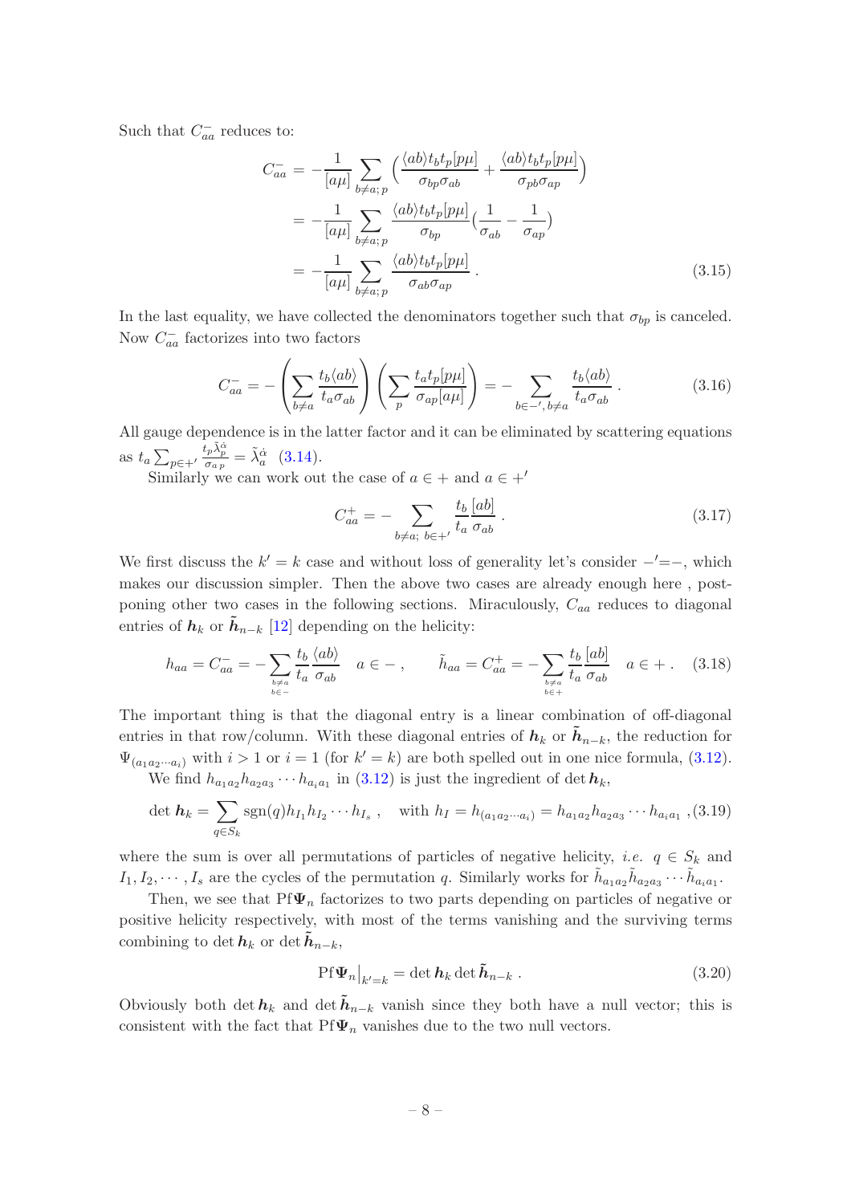Such that $C^-_{aa}$ reduces to:

$$
\begin{aligned}
C^-_{aa} &= -\frac{1}{[a\mu]}\sum_{b\neq a;\,p}\Big(\frac{\langle ab\rangle t_b t_p [p\mu]}{\sigma_{bp}\sigma_{ab}} + \frac{\langle ab\rangle t_b t_p [p\mu]}{\sigma_{pb}\sigma_{ap}}\Big) \\
&= -\frac{1}{[a\mu]}\sum_{b\neq a;\,p}\frac{\langle ab\rangle t_b t_p [p\mu]}{\sigma_{bp}}\Big(\frac{1}{\sigma_{ab}} - \frac{1}{\sigma_{ap}}\Big) \\
&= -\frac{1}{[a\mu]}\sum_{b\neq a;\,p}\frac{\langle ab\rangle t_b t_p [p\mu]}{\sigma_{ab}\sigma_{ap}}\,.
\end{aligned} \tag{3.15}
$$

In the last equality, we have collected the denominators together such that $\sigma_{bp}$ is canceled. Now $C^-_{aa}$ factorizes into two factors

$$
C^-_{aa} = -\left(\sum_{b\neq a}\frac{t_b\langle ab\rangle}{t_a\sigma_{ab}}\right)\left(\sum_{p}\frac{t_a t_p[p\mu]}{\sigma_{ap}[a\mu]}\right) = -\sum_{b\in -',\, b\neq a}\frac{t_b\langle ab\rangle}{t_a\sigma_{ab}}\,. \tag{3.16}
$$

All gauge dependence is in the latter factor and it can be eliminated by scattering equations as $t_a\sum_{p\in +'}\frac{t_p\tilde{\lambda}^{\dot{\alpha}}_p}{\sigma_{a\,p}} = \tilde{\lambda}^{\dot{\alpha}}_a$ (3.14).

Similarly we can work out the case of $a\in +$ and $a\in +'$

$$
C^+_{aa} = -\sum_{b\neq a;\ b\in +'}\frac{t_b}{t_a}\frac{[ab]}{\sigma_{ab}}\,. \tag{3.17}
$$

We first discuss the $k'=k$ case and without loss of generality let's consider $-'{=}-$, which makes our discussion simpler. Then the above two cases are already enough here , postponing other two cases in the following sections. Miraculously, $C_{aa}$ reduces to diagonal entries of $\boldsymbol{h}_k$ or $\tilde{\boldsymbol{h}}_{n-k}$ [12] depending on the helicity:

$$
h_{aa} = C^-_{aa} = -\sum_{\substack{b\neq a\\ b\in -}}\frac{t_b}{t_a}\frac{\langle ab\rangle}{\sigma_{ab}}\quad a\in -\,,\qquad \tilde{h}_{aa} = C^+_{aa} = -\sum_{\substack{b\neq a\\ b\in +}}\frac{t_b}{t_a}\frac{[ab]}{\sigma_{ab}}\quad a\in +\,. \tag{3.18}
$$

The important thing is that the diagonal entry is a linear combination of off-diagonal entries in that row/column. With these diagonal entries of $\boldsymbol{h}_k$ or $\tilde{\boldsymbol{h}}_{n-k}$, the reduction for $\Psi_{(a_1a_2\cdots a_i)}$ with $i>1$ or $i=1$ (for $k'=k$) are both spelled out in one nice formula, (3.12).

We find $h_{a_1a_2}h_{a_2a_3}\cdots h_{a_ia_1}$ in (3.12) is just the ingredient of $\det\boldsymbol{h}_k$,

$$
\det\boldsymbol{h}_k = \sum_{q\in S_k}\mathrm{sgn}(q)h_{I_1}h_{I_2}\cdots h_{I_s}\,,\quad \text{with } h_I = h_{(a_1a_2\cdots a_i)} = h_{a_1a_2}h_{a_2a_3}\cdots h_{a_ia_1}\,, \tag{3.19}
$$

where the sum is over all permutations of particles of negative helicity, *i.e.* $q\in S_k$ and $I_1, I_2,\cdots,I_s$ are the cycles of the permutation $q$. Similarly works for $\tilde{h}_{a_1a_2}\tilde{h}_{a_2a_3}\cdots\tilde{h}_{a_ia_1}$.

Then, we see that $\mathrm{Pf}\boldsymbol{\Psi}_n$ factorizes to two parts depending on particles of negative or positive helicity respectively, with most of the terms vanishing and the surviving terms combining to $\det\boldsymbol{h}_k$ or $\det\tilde{\boldsymbol{h}}_{n-k}$,

$$
\mathrm{Pf}\boldsymbol{\Psi}_n\big|_{k'=k} = \det\boldsymbol{h}_k\det\tilde{\boldsymbol{h}}_{n-k}\,. \tag{3.20}
$$

Obviously both $\det\boldsymbol{h}_k$ and $\det\tilde{\boldsymbol{h}}_{n-k}$ vanish since they both have a null vector; this is consistent with the fact that $\mathrm{Pf}\boldsymbol{\Psi}_n$ vanishes due to the two null vectors.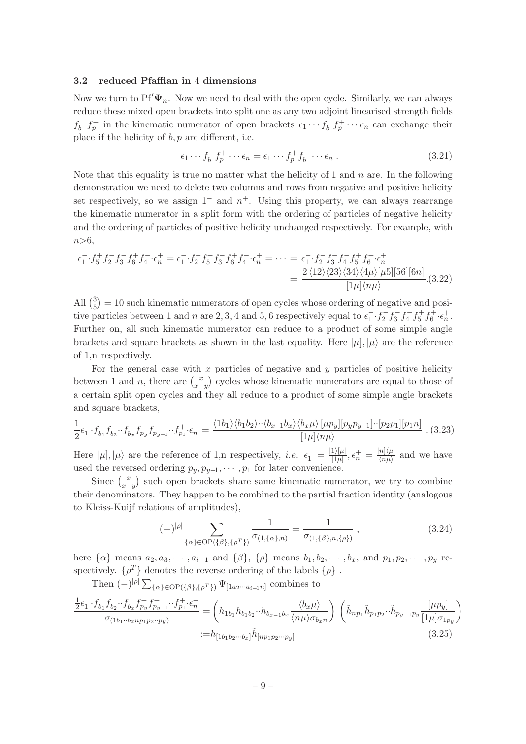### 3.2 reduced Pfaffian in 4 dimensions

Now we turn to $\mathrm{Pf}'\boldsymbol{\Psi}_n$. Now we need to deal with the open cycle. Similarly, we can always reduce these mixed open brackets into split one as any two adjoint linearised strength fields $f_b^- f_p^+$ in the kinematic numerator of open brackets $\epsilon_1 \cdots f_b^- f_p^+ \cdots \epsilon_n$ can exchange their place if the helicity of $b, p$ are different, i.e.

$$\epsilon_1 \cdots f_b^- f_p^+ \cdots \epsilon_n = \epsilon_1 \cdots f_p^+ f_b^- \cdots \epsilon_n \,. \tag{3.21}$$

Note that this equality is true no matter what the helicity of 1 and $n$ are. In the following demonstration we need to delete two columns and rows from negative and positive helicity set respectively, so we assign $1^-$ and $n^+$. Using this property, we can always rearrange the kinematic numerator in a split form with the ordering of particles of negative helicity and the ordering of particles of positive helicity unchanged respectively. For example, with $n{>}6$,

$$\begin{aligned}\epsilon_1^- \!\cdot\! f_5^+ f_2^- f_3^- f_6^+ f_4^- \!\cdot\! \epsilon_n^+ = \epsilon_1^- \!\cdot\! f_2^- f_5^+ f_3^- f_6^+ f_4^- \!\cdot\! \epsilon_n^+ = \cdots &= \epsilon_1^- \!\cdot\! f_2^- f_3^- f_4^- f_5^+ f_6^+ \!\cdot\! \epsilon_n^+ \\ &= \frac{2\,\langle 12\rangle\langle 23\rangle\langle 34\rangle\langle 4\mu\rangle[\mu 5][56][6n]}{[1\mu]\langle n\mu\rangle} .\end{aligned} \tag{3.22}$$

All $\binom{3}{5} = 10$ such kinematic numerators of open cycles whose ordering of negative and positive particles between 1 and $n$ are $2,3,4$ and $5,6$ respectively equal to $\epsilon_1^- \!\cdot\! f_2^- f_3^- f_4^- f_5^+ f_6^+ \!\cdot\! \epsilon_n^+$. Further on, all such kinematic numerator can reduce to a product of some simple angle brackets and square brackets as shown in the last equality. Here $|\mu], |\mu\rangle$ are the reference of 1,n respectively.

For the general case with $x$ particles of negative and $y$ particles of positive helicity between 1 and $n$, there are $\binom{x}{x+y}$ cycles whose kinematic numerators are equal to those of a certain split open cycles and they all reduce to a product of some simple angle brackets and square brackets,

$$\frac{1}{2}\epsilon_1^- \!\cdot\! f_{b_1}^- f_{b_2}^- \!\cdot\!\cdot f_{b_x}^- f_{p_y}^+ f_{p_{y-1}}^+ \!\cdot\!\cdot f_{p_1}^+ \!\cdot\! \epsilon_n^+ = \frac{\langle 1b_1\rangle\langle b_1b_2\rangle\!\cdot\!\cdot\langle b_{x-1}b_x\rangle\langle b_x\mu\rangle\,[\mu p_y][p_yp_{y-1}]\!\cdot\!\cdot[p_2p_1][p_1n]}{[1\mu]\langle n\mu\rangle}\,. \tag{3.23}$$

Here $|\mu], |\mu\rangle$ are the reference of 1,n respectively, *i.e.* $\epsilon_1^- = \frac{|1\rangle[\mu|}{[1\mu]}, \epsilon_n^+ = \frac{|n]\langle\mu|}{\langle n\mu\rangle}$ and we have used the reversed ordering $p_y, p_{y-1}, \cdots, p_1$ for later convenience.

Since $\binom{x}{x+y}$ such open brackets share same kinematic numerator, we try to combine their denominators. They happen to be combined to the partial fraction identity (analogous to Kleiss-Kuijf relations of amplitudes),

$$(-)^{|\rho|}\sum_{\{\alpha\}\in \mathrm{OP}(\{\beta\},\{\rho^T\})}\frac{1}{\sigma_{(1,\{\alpha\},n)}} = \frac{1}{\sigma_{(1,\{\beta\},n,\{\rho\})}}\,, \tag{3.24}$$

here $\{\alpha\}$ means $a_2, a_3, \cdots, a_{i-1}$ and $\{\beta\}$, $\{\rho\}$ means $b_1, b_2, \cdots, b_x$, and $p_1, p_2, \cdots, p_y$ respectively. $\{\rho^T\}$ denotes the reverse ordering of the labels $\{\rho\}$ .

Then $(-)^{|\rho|}\sum_{\{\alpha\}\in \mathrm{OP}(\{\beta\},\{\rho^T\})}\Psi_{[1a_2\cdots a_{i-1}n]}$ combines to

$$\begin{aligned}\frac{\frac{1}{2}\epsilon_1^- \!\cdot\! f_{b_1}^- f_{b_2}^- \!\cdot\!\cdot f_{b_x}^- f_{p_y}^+ f_{p_{y-1}}^+ \!\cdot\!\cdot f_{p_1}^+ \!\cdot\! \epsilon_n^+}{\sigma_{(1b_1\cdot\cdot b_xnp_1p_2\cdot\cdot p_y)}} &= \left(h_{1b_1}h_{b_1b_2}\!\cdot\!\cdot h_{b_{x-1}b_x}\frac{\langle b_x\mu\rangle}{\langle n\mu\rangle\sigma_{b_xn}}\right)\left(\tilde{h}_{np_1}\tilde{h}_{p_1p_2}\!\cdot\!\cdot\tilde{h}_{p_{y-1}p_y}\frac{[\mu p_y]}{[1\mu]\sigma_{1p_y}}\right) \\ &:= h_{[1b_1b_2\cdots b_x]}\tilde{h}_{[np_1p_2\cdots p_y]}\end{aligned} \tag{3.25}$$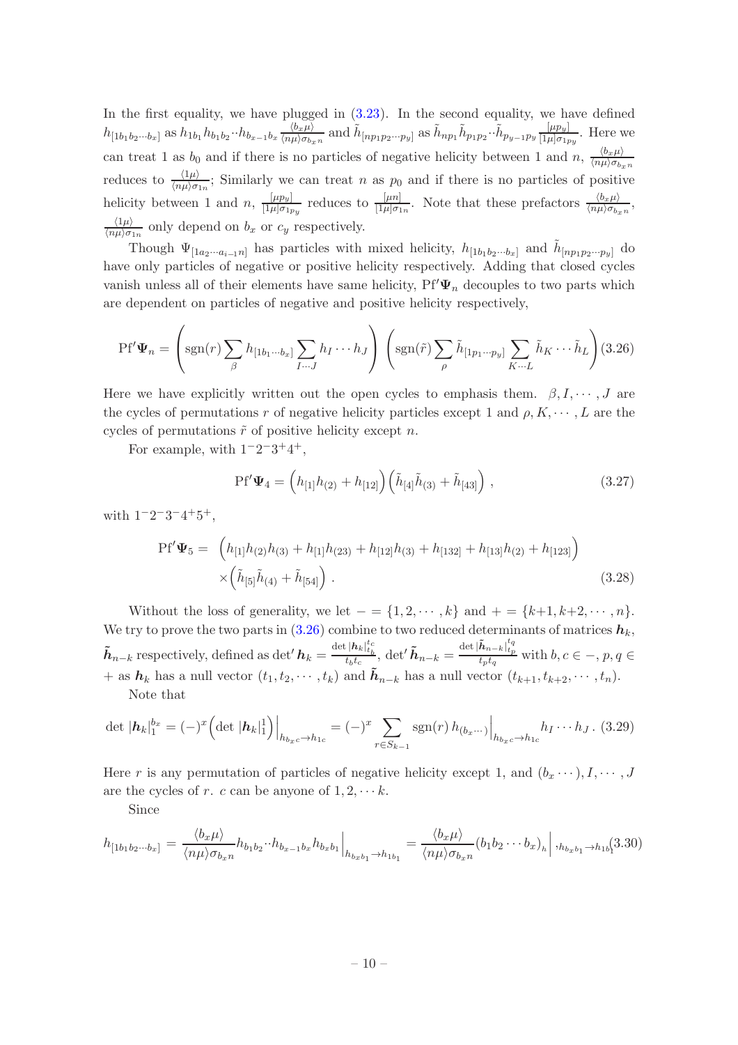In the first equality, we have plugged in (3.23). In the second equality, we have defined $h_{[1b_1b_2\cdots b_x]}$ as $h_{1b_1}h_{b_1b_2}\cdot\cdot h_{b_{x-1}b_x}\frac{\langle b_x\mu\rangle}{\langle n\mu\rangle\sigma_{b_xn}}$ and $\tilde{h}_{[np_1p_2\cdots p_y]}$ as $\tilde{h}_{np_1}\tilde{h}_{p_1p_2}\cdot\cdot\tilde{h}_{p_{y-1}p_y}\frac{[\mu p_y]}{[1\mu]\sigma_{1p_y}}$. Here we can treat 1 as $b_0$ and if there is no particles of negative helicity between 1 and $n$, $\frac{\langle b_x\mu\rangle}{\langle n\mu\rangle\sigma_{b_xn}}$ reduces to $\frac{\langle 1\mu\rangle}{\langle n\mu\rangle\sigma_{1n}}$; Similarly we can treat $n$ as $p_0$ and if there is no particles of positive helicity between 1 and $n$, $\frac{[\mu p_y]}{[1\mu]\sigma_{1p_y}}$ reduces to $\frac{[\mu n]}{[1\mu]\sigma_{1n}}$. Note that these prefactors $\frac{\langle b_x\mu\rangle}{\langle n\mu\rangle\sigma_{b_xn}}$, $\frac{\langle 1\mu\rangle}{\langle n\mu\rangle\sigma_{1n}}$ only depend on $b_x$ or $c_y$ respectively.

Though $\Psi_{[1a_2\cdots a_{i-1}n]}$ has particles with mixed helicity, $h_{[1b_1b_2\cdots b_x]}$ and $\tilde{h}_{[np_1p_2\cdots p_y]}$ do have only particles of negative or positive helicity respectively. Adding that closed cycles vanish unless all of their elements have same helicity, $\mathrm{Pf}'\boldsymbol{\Psi}_n$ decouples to two parts which are dependent on particles of negative and positive helicity respectively,

$$\mathrm{Pf}'\boldsymbol{\Psi}_n = \left(\mathrm{sgn}(r)\sum_{\beta} h_{[1b_1\cdots b_x]}\sum_{I\cdots J} h_I\cdots h_J\right)\left(\mathrm{sgn}(\tilde{r})\sum_{\rho}\tilde{h}_{[1p_1\cdots p_y]}\sum_{K\cdots L}\tilde{h}_K\cdots\tilde{h}_L\right) \tag{3.26}$$

Here we have explicitly written out the open cycles to emphasis them. $\beta, I, \cdots, J$ are the cycles of permutations $r$ of negative helicity particles except 1 and $\rho, K, \cdots, L$ are the cycles of permutations $\tilde{r}$ of positive helicity except $n$.

For example, with $1^-2^-3^+4^+$,

$$\mathrm{Pf}'\boldsymbol{\Psi}_4 = \left(h_{[1]}h_{(2)} + h_{[12]}\right)\left(\tilde{h}_{[4]}\tilde{h}_{(3)} + \tilde{h}_{[43]}\right), \tag{3.27}$$

with $1^-2^-3^-4^+5^+$,

$$\begin{aligned}\mathrm{Pf}'\boldsymbol{\Psi}_5 = &\left(h_{[1]}h_{(2)}h_{(3)} + h_{[1]}h_{(23)} + h_{[12]}h_{(3)} + h_{[132]} + h_{[13]}h_{(2)} + h_{[123]}\right)\\ &\times\left(\tilde{h}_{[5]}\tilde{h}_{(4)} + \tilde{h}_{[54]}\right).\end{aligned} \tag{3.28}$$

Without the loss of generality, we let $- = \{1, 2, \cdots, k\}$ and $+ = \{k+1, k+2, \cdots, n\}$. We try to prove the two parts in (3.26) combine to two reduced determinants of matrices $\boldsymbol{h}_k$, $\tilde{\boldsymbol{h}}_{n-k}$ respectively, defined as $\det'\boldsymbol{h}_k = \frac{\det|\boldsymbol{h}_k|^{t_c}_{t_b}}{t_bt_c}$, $\det'\tilde{\boldsymbol{h}}_{n-k} = \frac{\det|\tilde{\boldsymbol{h}}_{n-k}|^{t_q}_{t_p}}{t_pt_q}$ with $b, c \in -, p, q \in +$ as $\boldsymbol{h}_k$ has a null vector $(t_1, t_2, \cdots, t_k)$ and $\tilde{\boldsymbol{h}}_{n-k}$ has a null vector $(t_{k+1}, t_{k+2}, \cdots, t_n)$.

Note that

$$\det|\boldsymbol{h}_k|^{b_x}_1 = (-)^x\left(\det|\boldsymbol{h}_k|^1_1\right)\Big|_{h_{b_xc}\to h_{1c}} = (-)^x\sum_{r\in S_{k-1}}\mathrm{sgn}(r)\,h_{(b_x\cdots)}\Big|_{h_{b_xc}\to h_{1c}}h_I\cdots h_J\,. \tag{3.29}$$

Here $r$ is any permutation of particles of negative helicity except 1, and $(b_x\cdots), I, \cdots, J$ are the cycles of $r$. $c$ can be anyone of $1, 2, \cdots k$.

Since

$$h_{[1b_1b_2\cdots b_x]} = \frac{\langle b_x\mu\rangle}{\langle n\mu\rangle\sigma_{b_xn}}h_{b_1b_2}\cdot\cdot h_{b_{x-1}b_x}h_{b_xb_1}\Big|_{h_{b_xb_1}\to h_{1b_1}} = \frac{\langle b_x\mu\rangle}{\langle n\mu\rangle\sigma_{b_xn}}(b_1b_2\cdots b_x)_h\Big|_{,h_{b_xb_1}\to h_{1b_1}} \tag{3.30}$$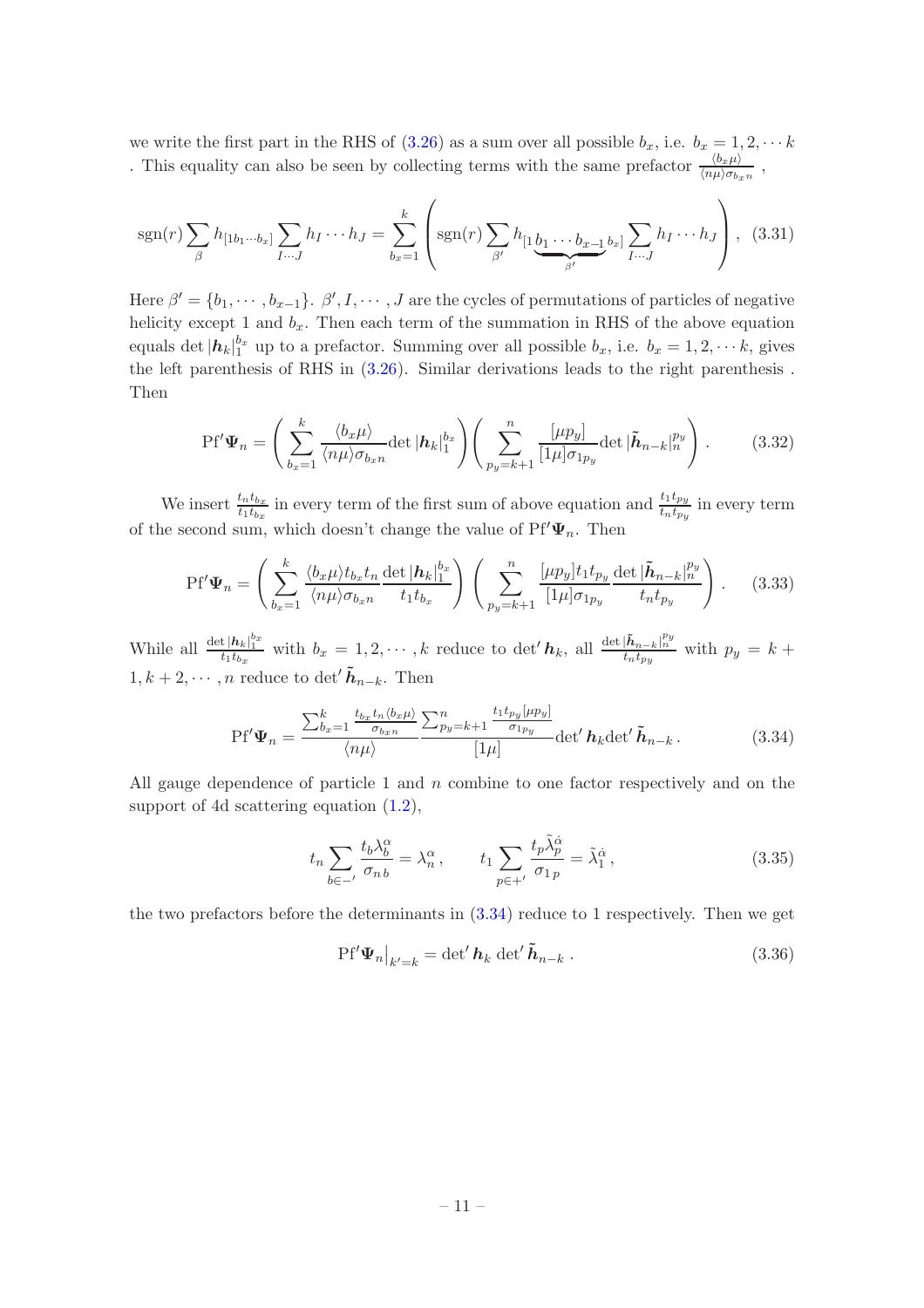we write the first part in the RHS of (3.26) as a sum over all possible $b_x$, i.e. $b_x = 1, 2, \cdots k$ . This equality can also be seen by collecting terms with the same prefactor $\frac{\langle b_x \mu \rangle}{\langle n\mu \rangle \sigma_{b_x n}}$ ,

$$
\text{sgn}(r) \sum_{\beta} h_{[1 b_1 \cdots b_x]} \sum_{I \cdots J} h_I \cdots h_J = \sum_{b_x = 1}^{k} \left( \text{sgn}(r) \sum_{\beta'} h_{[1 \underbrace{b_1 \cdots b_{x-1}}_{\beta'} b_x]} \sum_{I \cdots J} h_I \cdots h_J \right), \quad (3.31)
$$

Here $\beta' = \{b_1, \cdots, b_{x-1}\}$. $\beta', I, \cdots, J$ are the cycles of permutations of particles of negative helicity except 1 and $b_x$. Then each term of the summation in RHS of the above equation equals $\det |\boldsymbol{h}_k|_1^{b_x}$ up to a prefactor. Summing over all possible $b_x$, i.e. $b_x = 1, 2, \cdots k$, gives the left parenthesis of RHS in (3.26). Similar derivations leads to the right parenthesis . Then

$$
\text{Pf}'\boldsymbol{\Psi}_n = \left( \sum_{b_x=1}^{k} \frac{\langle b_x \mu \rangle}{\langle n\mu \rangle \sigma_{b_x n}} \det |\boldsymbol{h}_k|_1^{b_x} \right) \left( \sum_{p_y = k+1}^{n} \frac{[\mu p_y]}{[1\mu] \sigma_{1 p_y}} \det |\tilde{\boldsymbol{h}}_{n-k}|_n^{p_y} \right). \quad (3.32)
$$

We insert $\frac{t_n t_{b_x}}{t_1 t_{b_x}}$ in every term of the first sum of above equation and $\frac{t_1 t_{p_y}}{t_n t_{p_y}}$ in every term of the second sum, which doesn't change the value of $\text{Pf}'\boldsymbol{\Psi}_n$. Then

$$
\text{Pf}'\boldsymbol{\Psi}_n = \left( \sum_{b_x=1}^{k} \frac{\langle b_x \mu \rangle t_{b_x} t_n}{\langle n\mu \rangle \sigma_{b_x n}} \frac{\det |\boldsymbol{h}_k|_1^{b_x}}{t_1 t_{b_x}} \right) \left( \sum_{p_y=k+1}^{n} \frac{[\mu p_y] t_1 t_{p_y}}{[1\mu] \sigma_{1 p_y}} \frac{\det |\tilde{\boldsymbol{h}}_{n-k}|_n^{p_y}}{t_n t_{p_y}} \right). \quad (3.33)
$$

While all $\frac{\det |\boldsymbol{h}_k|_1^{b_x}}{t_1 t_{b_x}}$ with $b_x = 1, 2, \cdots, k$ reduce to $\det' \boldsymbol{h}_k$, all $\frac{\det |\tilde{\boldsymbol{h}}_{n-k}|_n^{p_y}}{t_n t_{p_y}}$ with $p_y = k + 1, k+2, \cdots, n$ reduce to $\det' \tilde{\boldsymbol{h}}_{n-k}$. Then

$$
\text{Pf}'\boldsymbol{\Psi}_n = \frac{\sum_{b_x=1}^{k} \frac{t_{b_x} t_n \langle b_x \mu \rangle}{\sigma_{b_x n}}}{\langle n\mu \rangle} \frac{\sum_{p_y=k+1}^{n} \frac{t_1 t_{p_y} [\mu p_y]}{\sigma_{1 p_y}}}{[1\mu]} \det' \boldsymbol{h}_k \det' \tilde{\boldsymbol{h}}_{n-k} \, . \quad (3.34)
$$

All gauge dependence of particle 1 and $n$ combine to one factor respectively and on the support of 4d scattering equation (1.2),

$$
t_n \sum_{b \in -'} \frac{t_b \lambda_b^{\alpha}}{\sigma_{n\, b}} = \lambda_n^{\alpha} \, , \qquad t_1 \sum_{p \in +'} \frac{t_p \tilde{\lambda}_p^{\dot{\alpha}}}{\sigma_{1\, p}} = \tilde{\lambda}_1^{\dot{\alpha}} \, , \quad (3.35)
$$

the two prefactors before the determinants in (3.34) reduce to 1 respectively. Then we get

$$
\text{Pf}'\boldsymbol{\Psi}_n \big|_{k'=k} = \det' \boldsymbol{h}_k \, \det' \tilde{\boldsymbol{h}}_{n-k} \, . \quad (3.36)
$$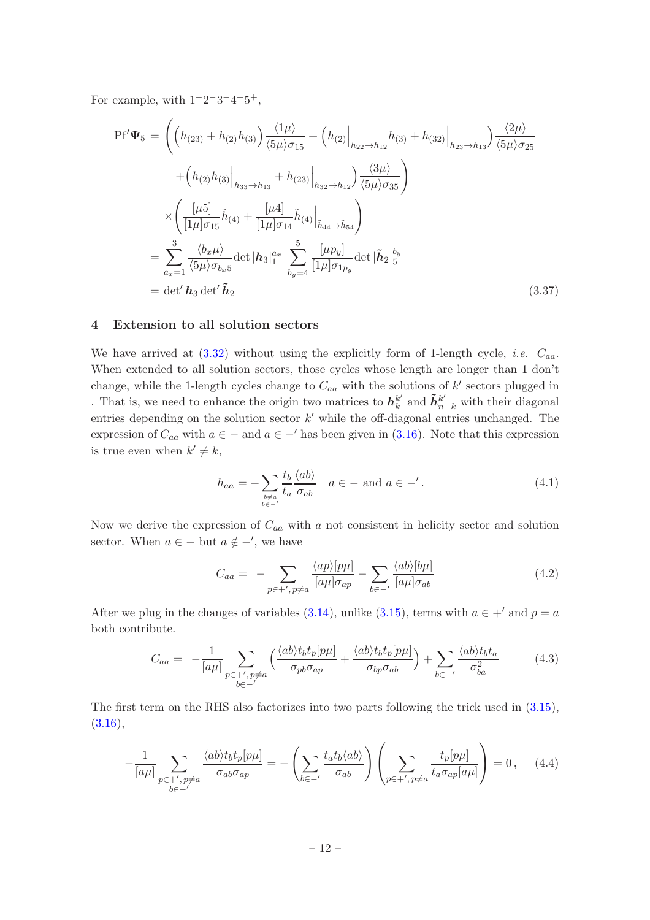For example, with $1^-2^-3^-4^+5^+$,

$$
\begin{aligned}
\text{Pf}'\boldsymbol{\Psi}_5 =& \Bigg(\Big(h_{(23)} + h_{(2)}h_{(3)}\Big)\frac{\langle 1\mu\rangle}{\langle 5\mu\rangle\sigma_{15}} + \Big(h_{(2)}\Big|_{h_{22}\to h_{12}} h_{(3)} + h_{(32)}\Big|_{h_{23}\to h_{13}}\Big)\frac{\langle 2\mu\rangle}{\langle 5\mu\rangle\sigma_{25}} \\
&+ \Big(h_{(2)}h_{(3)}\Big|_{h_{33}\to h_{13}} + h_{(23)}\Big|_{h_{32}\to h_{12}}\Big)\frac{\langle 3\mu\rangle}{\langle 5\mu\rangle\sigma_{35}}\Bigg) \\
&\times \Bigg(\frac{[\mu 5]}{[1\mu]\sigma_{15}}\tilde{h}_{(4)} + \frac{[\mu 4]}{[1\mu]\sigma_{14}}\tilde{h}_{(4)}\Big|_{\tilde{h}_{44}\to\tilde{h}_{54}}\Bigg) \\
=& \sum_{a_x=1}^{3}\frac{\langle b_x\mu\rangle}{\langle 5\mu\rangle\sigma_{b_x 5}}\det|\boldsymbol{h}_3|_1^{a_x}\sum_{b_y=4}^{5}\frac{[\mu p_y]}{[1\mu]\sigma_{1p_y}}\det|\tilde{\boldsymbol{h}}_2|_5^{b_y} \\
=& \det{}'\boldsymbol{h}_3\det{}'\tilde{\boldsymbol{h}}_2
\end{aligned}
\tag{3.37}
$$

## 4 Extension to all solution sectors

We have arrived at (3.32) without using the explicitly form of 1-length cycle, *i.e.* $C_{aa}$. When extended to all solution sectors, those cycles whose length are longer than 1 don't change, while the 1-length cycles change to $C_{aa}$ with the solutions of $k'$ sectors plugged in . That is, we need to enhance the origin two matrices to $\boldsymbol{h}_k^{k'}$ and $\tilde{\boldsymbol{h}}_{n-k}^{k'}$ with their diagonal entries depending on the solution sector $k'$ while the off-diagonal entries unchanged. The expression of $C_{aa}$ with $a\in -$ and $a\in -'$ has been given in (3.16). Note that this expression is true even when $k'\neq k$,

$$
h_{aa} = -\sum_{\substack{b\neq a\\ b\in -'}}\frac{t_b}{t_a}\frac{\langle ab\rangle}{\sigma_{ab}} \quad a\in - \text{ and } a\in -'. \tag{4.1}
$$

Now we derive the expression of $C_{aa}$ with $a$ not consistent in helicity sector and solution sector. When $a\in -$ but $a\notin -'$, we have

$$
C_{aa} = -\sum_{p\in +',\, p\neq a}\frac{\langle ap\rangle[p\mu]}{[a\mu]\sigma_{ap}} - \sum_{b\in -'}\frac{\langle ab\rangle[b\mu]}{[a\mu]\sigma_{ab}} \tag{4.2}
$$

After we plug in the changes of variables (3.14), unlike (3.15), terms with $a\in +'$ and $p=a$ both contribute.

$$
C_{aa} = -\frac{1}{[a\mu]}\sum_{\substack{p\in +',\, p\neq a\\ b\in -'}}\Big(\frac{\langle ab\rangle t_b t_p[p\mu]}{\sigma_{pb}\sigma_{ap}} + \frac{\langle ab\rangle t_b t_p[p\mu]}{\sigma_{bp}\sigma_{ab}}\Big) + \sum_{b\in -'}\frac{\langle ab\rangle t_b t_a}{\sigma_{ba}^2} \tag{4.3}
$$

The first term on the RHS also factorizes into two parts following the trick used in (3.15), (3.16),

$$
-\frac{1}{[a\mu]}\sum_{\substack{p\in +',\, p\neq a\\ b\in -'}}\frac{\langle ab\rangle t_b t_p[p\mu]}{\sigma_{ab}\sigma_{ap}} = -\left(\sum_{b\in -'}\frac{t_a t_b\langle ab\rangle}{\sigma_{ab}}\right)\left(\sum_{p\in +',\, p\neq a}\frac{t_p[p\mu]}{t_a\sigma_{ap}[a\mu]}\right) = 0\,, \tag{4.4}
$$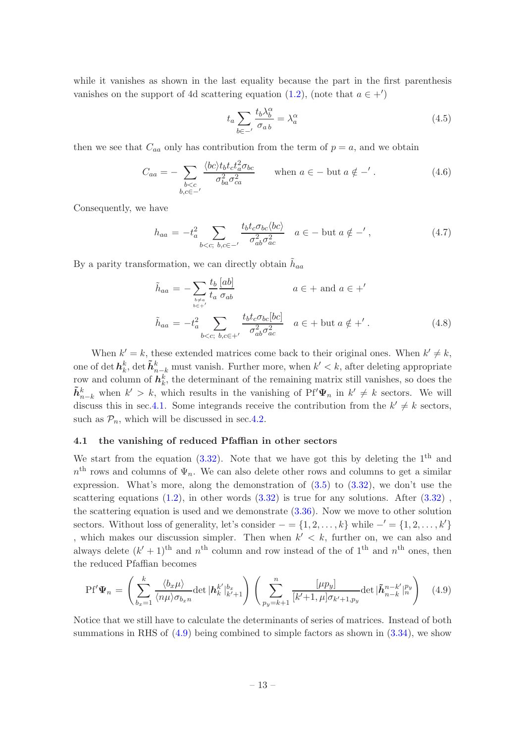while it vanishes as shown in the last equality because the part in the first parenthesis vanishes on the support of 4d scattering equation (1.2), (note that $a \in +'$)

$$t_a \sum_{b\in -'} \frac{t_b \lambda_b^\alpha}{\sigma_{a\,b}} = \lambda_a^\alpha \tag{4.5}$$

then we see that $C_{aa}$ only has contribution from the term of $p = a$, and we obtain

$$C_{aa} = -\sum_{\substack{b<c\\ b,c\in -'}} \frac{\langle bc\rangle t_b t_c t_a^2 \sigma_{bc}}{\sigma_{ba}^2 \sigma_{ca}^2} \qquad \text{when } a \in - \text{ but } a \notin -' \,. \tag{4.6}$$

Consequently, we have

$$h_{aa} = -t_a^2 \sum_{b<c;\ b,c\in -'} \frac{t_b t_c \sigma_{bc} \langle bc\rangle}{\sigma_{ab}^2 \sigma_{ac}^2} \quad a \in - \text{ but } a \notin -' \,, \tag{4.7}$$

By a parity transformation, we can directly obtain $\tilde{h}_{aa}$

$$\begin{aligned}
\tilde{h}_{aa} &= -\sum_{\substack{b\neq a\\ b\in +'}} \frac{t_b}{t_a} \frac{[ab]}{\sigma_{ab}} & a \in + \text{ and } a \in +' \\
\tilde{h}_{aa} &= -t_a^2 \sum_{b<c;\ b,c\in +'} \frac{t_b t_c \sigma_{bc} [bc]}{\sigma_{ab}^2 \sigma_{ac}^2} & a \in + \text{ but } a \notin +' \,.
\end{aligned} \tag{4.8}$$

When $k' = k$, these extended matrices come back to their original ones. When $k' \neq k$, one of $\det \boldsymbol{h}_k^k$, $\det \tilde{\boldsymbol{h}}_{n-k}^k$ must vanish. Further more, when $k' < k$, after deleting appropriate row and column of $\boldsymbol{h}_k^k$, the determinant of the remaining matrix still vanishes, so does the $\tilde{\boldsymbol{h}}_{n-k}^k$ when $k' > k$, which results in the vanishing of $\text{Pf}'\boldsymbol{\Psi}_n$ in $k' \neq k$ sectors. We will discuss this in sec.4.1. Some integrands receive the contribution from the $k' \neq k$ sectors, such as $\mathcal{P}_n$, which will be discussed in sec.4.2.

### 4.1 the vanishing of reduced Pfaffian in other sectors

We start from the equation (3.32). Note that we have got this by deleting the 1[th] and $n$[th] rows and columns of $\Psi_n$. We can also delete other rows and columns to get a similar expression. What's more, along the demonstration of (3.5) to (3.32), we don't use the scattering equations (1.2), in other words (3.32) is true for any solutions. After (3.32) , the scattering equation is used and we demonstrate (3.36). Now we move to other solution sectors. Without loss of generality, let's consider $- = \{1, 2, \ldots, k\}$ while $-' = \{1, 2, \ldots, k'\}$ , which makes our discussion simpler. Then when $k' < k$, further on, we can also and always delete $(k'+1)$[th] and $n$[th] column and row instead of the of 1[th] and $n$[th] ones, then the reduced Pfaffian becomes

$$\text{Pf}'\boldsymbol{\Psi}_n = \left( \sum_{b_x=1}^{k} \frac{\langle b_x \mu\rangle}{\langle n\mu\rangle \sigma_{b_x n}} \det |\boldsymbol{h}_k^{k'}|_{k'+1}^{b_x} \right) \left( \sum_{p_y=k+1}^{n} \frac{[\mu p_y]}{[k'{+}1, \mu]\sigma_{k'+1,p_y}} \det |\tilde{\boldsymbol{h}}_{n-k}^{n-k'}|_n^{p_y} \right) \tag{4.9}$$

Notice that we still have to calculate the determinants of series of matrices. Instead of both summations in RHS of (4.9) being combined to simple factors as shown in (3.34), we show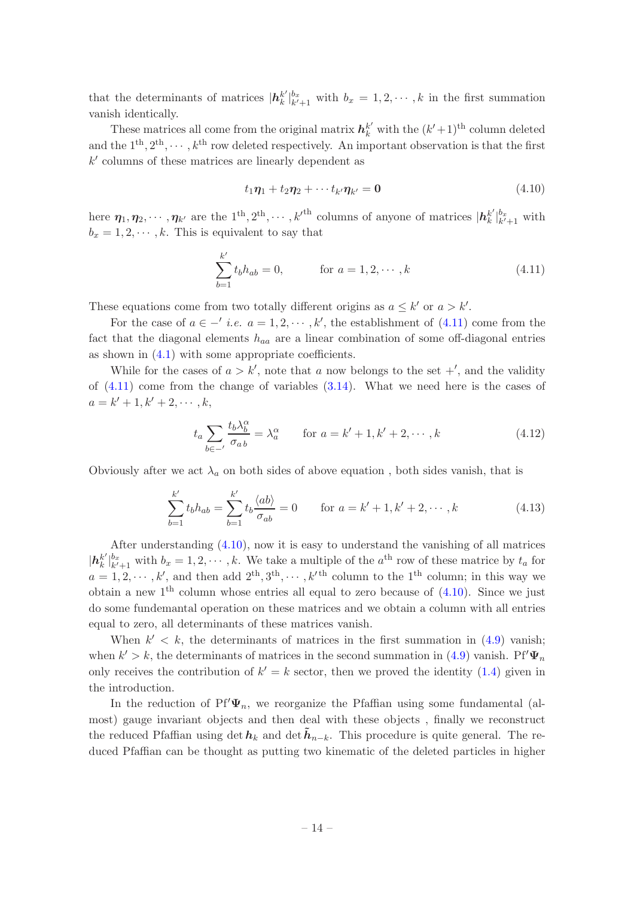that the determinants of matrices $|\boldsymbol{h}_k^{k'}|_{k'+1}^{b_x}$ with $b_x = 1, 2, \cdots, k$ in the first summation vanish identically.

These matrices all come from the original matrix $\boldsymbol{h}_k^{k'}$ with the $(k'+1)^{\text{th}}$ column deleted and the $1^{\text{th}}, 2^{\text{th}}, \cdots, k^{\text{th}}$ row deleted respectively. An important observation is that the first $k'$ columns of these matrices are linearly dependent as

$$t_1\boldsymbol{\eta}_1 + t_2\boldsymbol{\eta}_2 + \cdots t_{k'}\boldsymbol{\eta}_{k'} = \boldsymbol{0} \tag{4.10}$$

here $\boldsymbol{\eta}_1, \boldsymbol{\eta}_2, \cdots, \boldsymbol{\eta}_{k'}$ are the $1^{\text{th}}, 2^{\text{th}}, \cdots, k'^{\text{th}}$ columns of anyone of matrices $|\boldsymbol{h}_k^{k'}|_{k'+1}^{b_x}$ with $b_x = 1, 2, \cdots, k$. This is equivalent to say that

$$\sum_{b=1}^{k'} t_b h_{ab} = 0, \qquad \text{for } a = 1, 2, \cdots, k \tag{4.11}$$

These equations come from two totally different origins as $a \leq k'$ or $a > k'$.

For the case of $a \in -'$ *i.e.* $a = 1, 2, \cdots, k'$, the establishment of (4.11) come from the fact that the diagonal elements $h_{aa}$ are a linear combination of some off-diagonal entries as shown in (4.1) with some appropriate coefficients.

While for the cases of $a > k'$, note that $a$ now belongs to the set $+'$, and the validity of (4.11) come from the change of variables (3.14). What we need here is the cases of $a = k'+1, k'+2, \cdots, k$,

$$t_a \sum_{b \in -'} \frac{t_b \lambda_b^\alpha}{\sigma_{a\,b}} = \lambda_a^\alpha \qquad \text{for } a = k'+1, k'+2, \cdots, k \tag{4.12}$$

Obviously after we act $\lambda_a$ on both sides of above equation , both sides vanish, that is

$$\sum_{b=1}^{k'} t_b h_{ab} = \sum_{b=1}^{k'} t_b \frac{\langle ab \rangle}{\sigma_{ab}} = 0 \qquad \text{for } a = k'+1, k'+2, \cdots, k \tag{4.13}$$

After understanding (4.10), now it is easy to understand the vanishing of all matrices $|\boldsymbol{h}_k^{k'}|_{k'+1}^{b_x}$ with $b_x = 1, 2, \cdots, k$. We take a multiple of the $a^{\text{th}}$ row of these matrice by $t_a$ for $a = 1, 2, \cdots, k'$, and then add $2^{\text{th}}, 3^{\text{th}}, \cdots, k'^{\text{th}}$ column to the $1^{\text{th}}$ column; in this way we obtain a new $1^{\text{th}}$ column whose entries all equal to zero because of (4.10). Since we just do some fundemantal operation on these matrices and we obtain a column with all entries equal to zero, all determinants of these matrices vanish.

When $k' < k$, the determinants of matrices in the first summation in (4.9) vanish; when $k' > k$, the determinants of matrices in the second summation in (4.9) vanish. $\text{Pf}'\boldsymbol{\Psi}_n$ only receives the contribution of $k' = k$ sector, then we proved the identity (1.4) given in the introduction.

In the reduction of $\text{Pf}'\boldsymbol{\Psi}_n$, we reorganize the Pfaffian using some fundamental (almost) gauge invariant objects and then deal with these objects , finally we reconstruct the reduced Pfaffian using $\det \boldsymbol{h}_k$ and $\det \tilde{\boldsymbol{h}}_{n-k}$. This procedure is quite general. The reduced Pfaffian can be thought as putting two kinematic of the deleted particles in higher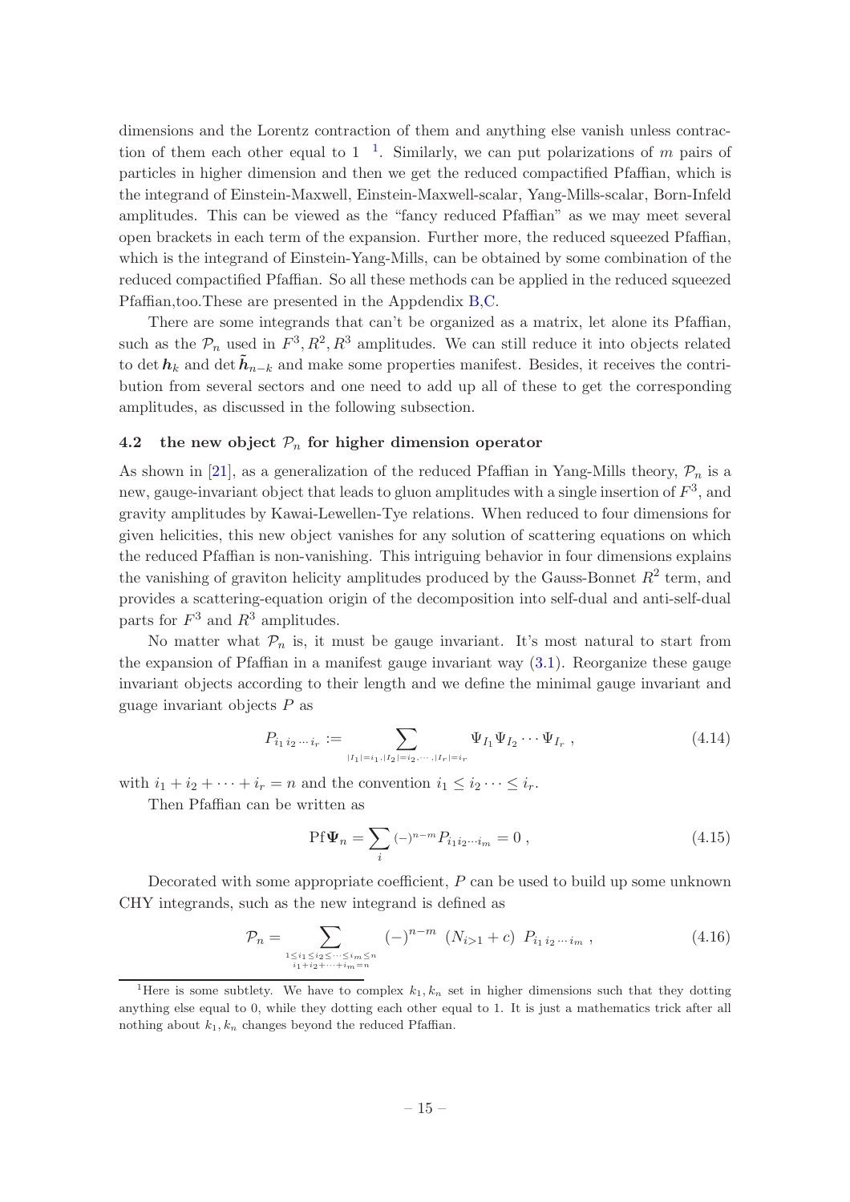dimensions and the Lorentz contraction of them and anything else vanish unless contraction of them each other equal to 1 [1]. Similarly, we can put polarizations of $m$ pairs of particles in higher dimension and then we get the reduced compactified Pfaffian, which is the integrand of Einstein-Maxwell, Einstein-Maxwell-scalar, Yang-Mills-scalar, Born-Infeld amplitudes. This can be viewed as the "fancy reduced Pfaffian" as we may meet several open brackets in each term of the expansion. Further more, the reduced squeezed Pfaffian, which is the integrand of Einstein-Yang-Mills, can be obtained by some combination of the reduced compactified Pfaffian. So all these methods can be applied in the reduced squeezed Pfaffian,too.These are presented in the Appdendix B,C.

There are some integrands that can't be organized as a matrix, let alone its Pfaffian, such as the $\mathcal{P}_n$ used in $F^3, R^2, R^3$ amplitudes. We can still reduce it into objects related to $\det \boldsymbol{h}_k$ and $\det \tilde{\boldsymbol{h}}_{n-k}$ and make some properties manifest. Besides, it receives the contribution from several sectors and one need to add up all of these to get the corresponding amplitudes, as discussed in the following subsection.

### 4.2 the new object $\mathcal{P}_n$ for higher dimension operator

As shown in [21], as a generalization of the reduced Pfaffian in Yang-Mills theory, $\mathcal{P}_n$ is a new, gauge-invariant object that leads to gluon amplitudes with a single insertion of $F^3$, and gravity amplitudes by Kawai-Lewellen-Tye relations. When reduced to four dimensions for given helicities, this new object vanishes for any solution of scattering equations on which the reduced Pfaffian is non-vanishing. This intriguing behavior in four dimensions explains the vanishing of graviton helicity amplitudes produced by the Gauss-Bonnet $R^2$ term, and provides a scattering-equation origin of the decomposition into self-dual and anti-self-dual parts for $F^3$ and $R^3$ amplitudes.

No matter what $\mathcal{P}_n$ is, it must be gauge invariant. It's most natural to start from the expansion of Pfaffian in a manifest gauge invariant way (3.1). Reorganize these gauge invariant objects according to their length and we define the minimal gauge invariant and guage invariant objects $P$ as

$$
P_{i_1\, i_2\, \cdots\, i_r} := \sum_{|I_1|=i_1, |I_2|=i_2, \cdots, |I_r|=i_r} \Psi_{I_1} \Psi_{I_2} \cdots \Psi_{I_r}\ , \tag{4.14}
$$

with $i_1 + i_2 + \cdots + i_r = n$ and the convention $i_1 \leq i_2 \cdots \leq i_r$.

Then Pfaffian can be written as

$$
\mathrm{Pf}\boldsymbol{\Psi}_n = \sum_i (-)^{n-m} P_{i_1 i_2 \cdots i_m} = 0\ , \tag{4.15}
$$

Decorated with some appropriate coefficient, $P$ can be used to build up some unknown CHY integrands, such as the new integrand is defined as

$$
\mathcal{P}_n = \sum_{\substack{1 \leq i_1 \leq i_2 \leq \cdots \leq i_m \leq n \\ i_1 + i_2 + \cdots + i_m = n}} (-)^{n-m}\ (N_{i>1} + c)\ P_{i_1\, i_2\, \cdots\, i_m}\ , \tag{4.16}
$$

[1] Here is some subtlety. We have to complex $k_1, k_n$ set in higher dimensions such that they dotting anything else equal to 0, while they dotting each other equal to 1. It is just a mathematics trick after all nothing about $k_1, k_n$ changes beyond the reduced Pfaffian.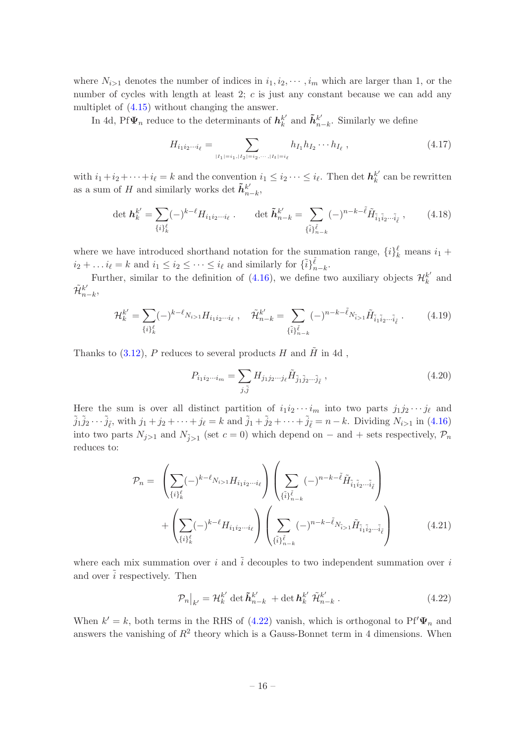where $N_{i>1}$ denotes the number of indices in $i_1, i_2, \cdots, i_m$ which are larger than 1, or the number of cycles with length at least 2; $c$ is just any constant because we can add any multiplet of (4.15) without changing the answer.

In 4d, $\mathrm{Pf}\boldsymbol{\Psi}_n$ reduce to the determinants of $\boldsymbol{h}_k^{k'}$ and $\tilde{\boldsymbol{h}}_{n-k}^{k'}$. Similarly we define

$$
H_{i_1 i_2 \cdots i_\ell} = \sum_{|I_1|=i_1, |I_2|=i_2, \cdots, |I_\ell|=i_\ell} h_{I_1} h_{I_2} \cdots h_{I_\ell} \,, \tag{4.17}
$$

with $i_1 + i_2 + \cdots + i_\ell = k$ and the convention $i_1 \leq i_2 \cdots \leq i_\ell$. Then $\det \boldsymbol{h}_k^{k'}$ can be rewritten as a sum of $H$ and similarly works $\det \tilde{\boldsymbol{h}}_{n-k}^{k'}$,

$$
\det \boldsymbol{h}_k^{k'} = \sum_{\{i\}_k^\ell} (-)^{k-\ell} H_{i_1 i_2 \cdots i_\ell} \,. \qquad \det \tilde{\boldsymbol{h}}_{n-k}^{k'} = \sum_{\{\tilde{i}\}_{n-k}^{\tilde{\ell}}} (-)^{n-k-\tilde{\ell}} \tilde{H}_{\tilde{i}_1 \tilde{i}_2 \cdots \tilde{i}_{\tilde{\ell}}} \,, \tag{4.18}
$$

where we have introduced shorthand notation for the summation range, $\{i\}_k^\ell$ means $i_1 + i_2 + \ldots i_\ell = k$ and $i_1 \leq i_2 \leq \cdots \leq i_\ell$ and similarly for $\{\tilde{i}\}_{n-k}^{\tilde{\ell}}$.

Further, similar to the definition of (4.16), we define two auxiliary objects $\mathcal{H}_k^{k'}$ and $\tilde{\mathcal{H}}_{n-k}^{k'}$,

$$
\mathcal{H}_k^{k'} = \sum_{\{i\}_k^\ell} (-)^{k-\ell} N_{i>1} H_{i_1 i_2 \cdots i_\ell} \,, \quad \tilde{\mathcal{H}}_{n-k}^{k'} = \sum_{\{\tilde{i}\}_{n-k}^{\tilde{\ell}}} (-)^{n-k-\tilde{\ell}} N_{\tilde{i}>1} \tilde{H}_{\tilde{i}_1 \tilde{i}_2 \cdots \tilde{i}_{\tilde{\ell}}} \,. \tag{4.19}
$$

Thanks to (3.12), $P$ reduces to several products $H$ and $\tilde{H}$ in 4d ,

$$
P_{i_1 i_2 \cdots i_m} = \sum_{j, \tilde{j}} H_{j_1 j_2 \cdots j_\ell} \tilde{H}_{\tilde{j}_1 \tilde{j}_2 \cdots \tilde{j}_{\tilde{\ell}}} \,, \tag{4.20}
$$

Here the sum is over all distinct partition of $i_1 i_2 \cdots i_m$ into two parts $j_1 j_2 \cdots j_\ell$ and $\tilde{j}_1 \tilde{j}_2 \cdots \tilde{j}_{\tilde{\ell}}$, with $j_1 + j_2 + \cdots + j_\ell = k$ and $\tilde{j}_1 + \tilde{j}_2 + \cdots + \tilde{j}_{\tilde{\ell}} = n-k$. Dividing $N_{i>1}$ in (4.16) into two parts $N_{j>1}$ and $N_{\tilde{j}>1}$ (set $c = 0$) which depend on $-$ and $+$ sets respectively, $\mathcal{P}_n$ reduces to:

$$
\begin{aligned}
\mathcal{P}_n = & \left( \sum_{\{i\}_k^\ell} (-)^{k-\ell} N_{i>1} H_{i_1 i_2 \cdots i_\ell} \right) \left( \sum_{\{\tilde{i}\}_{n-k}^{\tilde{\ell}}} (-)^{n-k-\tilde{\ell}} \tilde{H}_{\tilde{i}_1 \tilde{i}_2 \cdots \tilde{i}_{\tilde{\ell}}} \right) \\
& + \left( \sum_{\{i\}_k^\ell} (-)^{k-\ell} H_{i_1 i_2 \cdots i_\ell} \right) \left( \sum_{\{\tilde{i}\}_{n-k}^{\tilde{\ell}}} (-)^{n-k-\tilde{\ell}} N_{\tilde{i}>1} \tilde{H}_{\tilde{i}_1 \tilde{i}_2 \cdots \tilde{i}_{\tilde{\ell}}} \right)
\end{aligned} \tag{4.21}
$$

where each mix summation over $i$ and $\tilde{i}$ decouples to two independent summation over $i$ and over $\tilde{i}$ respectively. Then

$$
\mathcal{P}_n \big|_{k'} = \mathcal{H}_k^{k'} \det \tilde{\boldsymbol{h}}_{n-k}^{k'} + \det \boldsymbol{h}_k^{k'} \, \tilde{\mathcal{H}}_{n-k}^{k'} \,. \tag{4.22}
$$

When $k' = k$, both terms in the RHS of (4.22) vanish, which is orthogonal to $\mathrm{Pf}'\boldsymbol{\Psi}_n$ and answers the vanishing of $R^2$ theory which is a Gauss-Bonnet term in 4 dimensions. When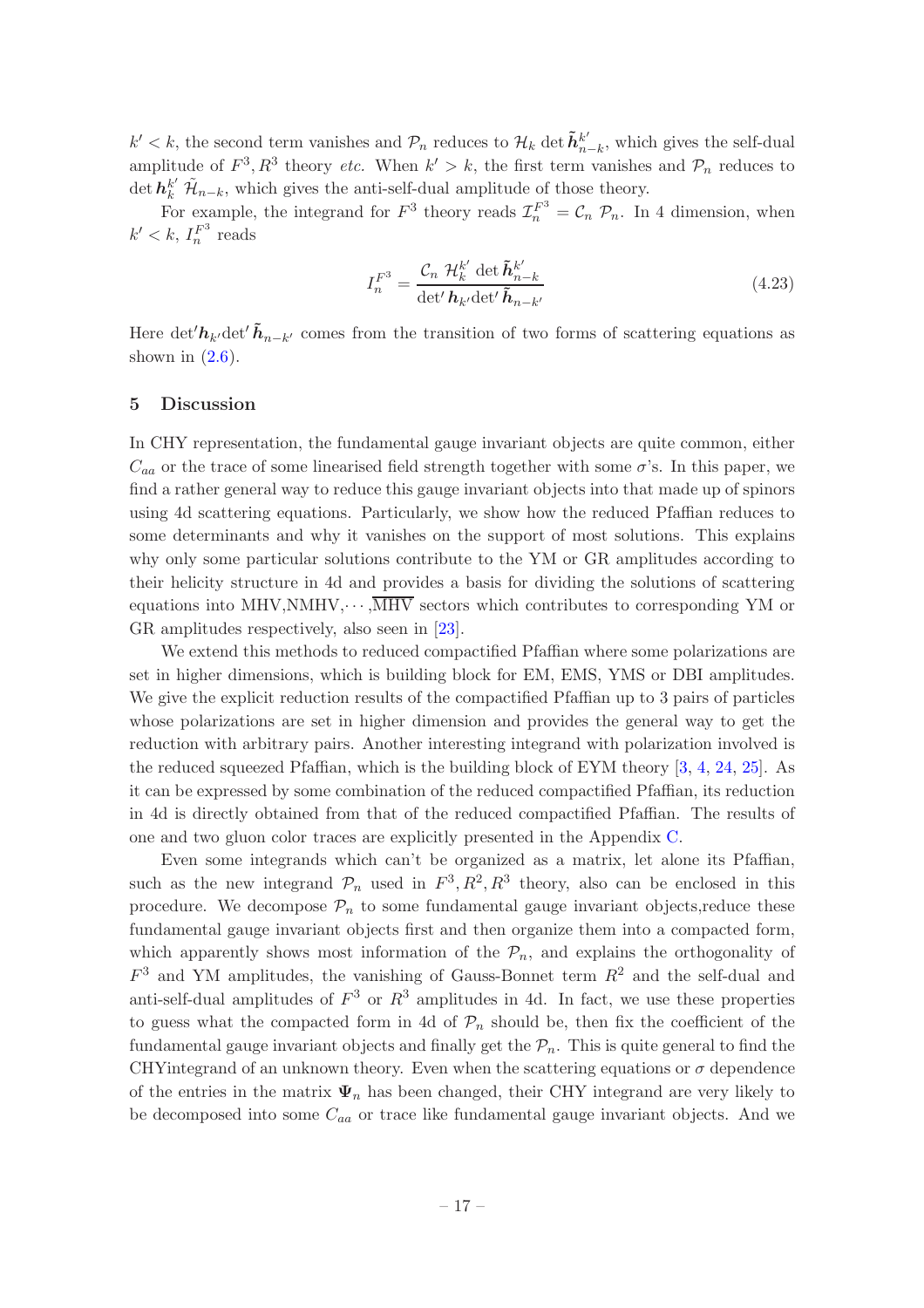$k' < k$, the second term vanishes and $\mathcal{P}_n$ reduces to $\mathcal{H}_k \det \tilde{\boldsymbol{h}}^{k'}_{n-k}$, which gives the self-dual amplitude of $F^3, R^3$ theory *etc.* When $k' > k$, the first term vanishes and $\mathcal{P}_n$ reduces to $\det \boldsymbol{h}^{k'}_k \, \tilde{\mathcal{H}}_{n-k}$, which gives the anti-self-dual amplitude of those theory.

For example, the integrand for $F^3$ theory reads $\mathcal{I}^{F^3}_n = \mathcal{C}_n \; \mathcal{P}_n$. In 4 dimension, when $k' < k$, $I^{F^3}_n$ reads

$$I^{F^3}_n = \frac{\mathcal{C}_n \; \mathcal{H}^{k'}_k \; \det \tilde{\boldsymbol{h}}^{k'}_{n-k}}{\det' \boldsymbol{h}_{k'} \det' \tilde{\boldsymbol{h}}_{n-k'}} \tag{4.23}$$

Here $\det' \boldsymbol{h}_{k'} \det' \tilde{\boldsymbol{h}}_{n-k'}$ comes from the transition of two forms of scattering equations as shown in (2.6).

## 5 Discussion

In CHY representation, the fundamental gauge invariant objects are quite common, either $C_{aa}$ or the trace of some linearised field strength together with some $\sigma$'s. In this paper, we find a rather general way to reduce this gauge invariant objects into that made up of spinors using 4d scattering equations. Particularly, we show how the reduced Pfaffian reduces to some determinants and why it vanishes on the support of most solutions. This explains why only some particular solutions contribute to the YM or GR amplitudes according to their helicity structure in 4d and provides a basis for dividing the solutions of scattering equations into MHV,NMHV,$\cdots$,$\overline{\text{MHV}}$ sectors which contributes to corresponding YM or GR amplitudes respectively, also seen in [23].

We extend this methods to reduced compactified Pfaffian where some polarizations are set in higher dimensions, which is building block for EM, EMS, YMS or DBI amplitudes. We give the explicit reduction results of the compactified Pfaffian up to 3 pairs of particles whose polarizations are set in higher dimension and provides the general way to get the reduction with arbitrary pairs. Another interesting integrand with polarization involved is the reduced squeezed Pfaffian, which is the building block of EYM theory [3, 4, 24, 25]. As it can be expressed by some combination of the reduced compactified Pfaffian, its reduction in 4d is directly obtained from that of the reduced compactified Pfaffian. The results of one and two gluon color traces are explicitly presented in the Appendix C.

Even some integrands which can't be organized as a matrix, let alone its Pfaffian, such as the new integrand $\mathcal{P}_n$ used in $F^3, R^2, R^3$ theory, also can be enclosed in this procedure. We decompose $\mathcal{P}_n$ to some fundamental gauge invariant objects,reduce these fundamental gauge invariant objects first and then organize them into a compacted form, which apparently shows most information of the $\mathcal{P}_n$, and explains the orthogonality of $F^3$ and YM amplitudes, the vanishing of Gauss-Bonnet term $R^2$ and the self-dual and anti-self-dual amplitudes of $F^3$ or $R^3$ amplitudes in 4d. In fact, we use these properties to guess what the compacted form in 4d of $\mathcal{P}_n$ should be, then fix the coefficient of the fundamental gauge invariant objects and finally get the $\mathcal{P}_n$. This is quite general to find the CHYintegrand of an unknown theory. Even when the scattering equations or $\sigma$ dependence of the entries in the matrix $\boldsymbol{\Psi}_n$ has been changed, their CHY integrand are very likely to be decomposed into some $C_{aa}$ or trace like fundamental gauge invariant objects. And we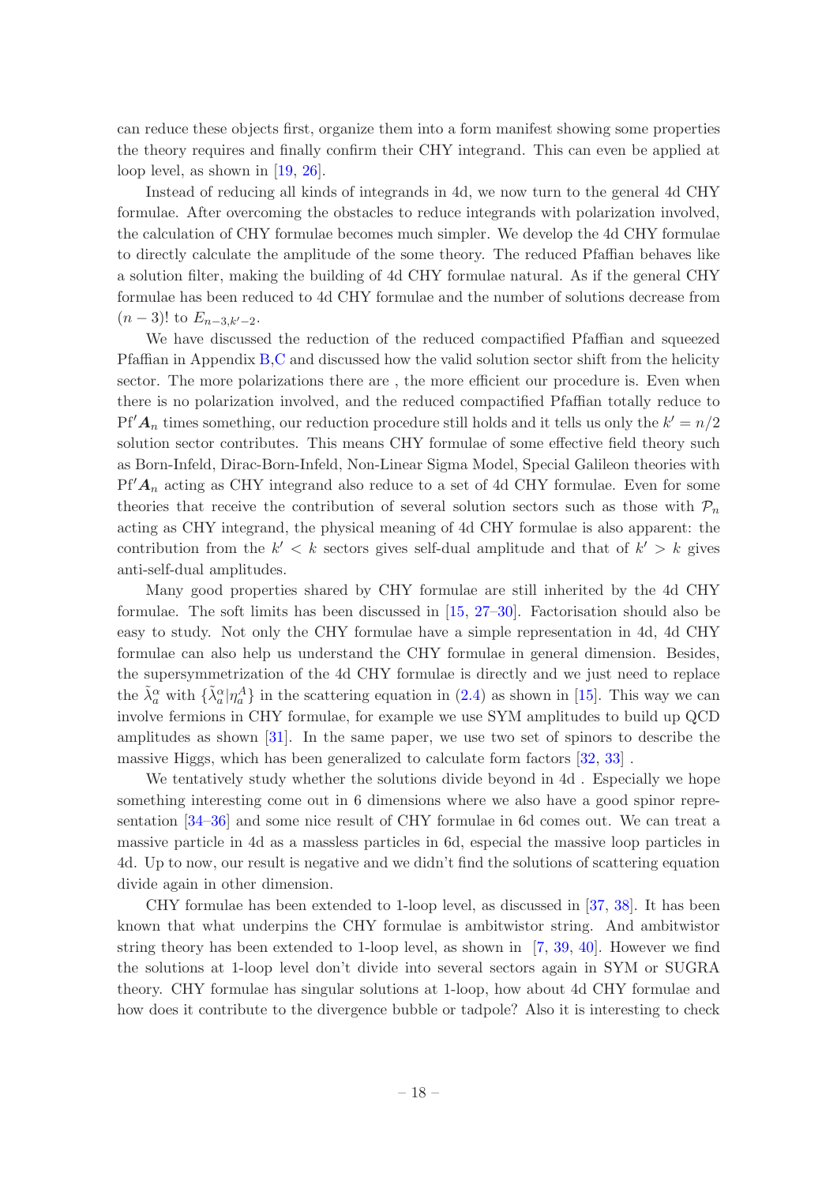can reduce these objects first, organize them into a form manifest showing some properties the theory requires and finally confirm their CHY integrand. This can even be applied at loop level, as shown in [19, 26].

Instead of reducing all kinds of integrands in 4d, we now turn to the general 4d CHY formulae. After overcoming the obstacles to reduce integrands with polarization involved, the calculation of CHY formulae becomes much simpler. We develop the 4d CHY formulae to directly calculate the amplitude of the some theory. The reduced Pfaffian behaves like a solution filter, making the building of 4d CHY formulae natural. As if the general CHY formulae has been reduced to 4d CHY formulae and the number of solutions decrease from $(n-3)!$ to $E_{n-3,k'-2}$.

We have discussed the reduction of the reduced compactified Pfaffian and squeezed Pfaffian in Appendix B,C and discussed how the valid solution sector shift from the helicity sector. The more polarizations there are , the more efficient our procedure is. Even when there is no polarization involved, and the reduced compactified Pfaffian totally reduce to $\mathrm{Pf}'\boldsymbol{A}_n$ times something, our reduction procedure still holds and it tells us only the $k' = n/2$ solution sector contributes. This means CHY formulae of some effective field theory such as Born-Infeld, Dirac-Born-Infeld, Non-Linear Sigma Model, Special Galileon theories with $\mathrm{Pf}'\boldsymbol{A}_n$ acting as CHY integrand also reduce to a set of 4d CHY formulae. Even for some theories that receive the contribution of several solution sectors such as those with $\mathcal{P}_n$ acting as CHY integrand, the physical meaning of 4d CHY formulae is also apparent: the contribution from the $k' < k$ sectors gives self-dual amplitude and that of $k' > k$ gives anti-self-dual amplitudes.

Many good properties shared by CHY formulae are still inherited by the 4d CHY formulae. The soft limits has been discussed in [15, 27–30]. Factorisation should also be easy to study. Not only the CHY formulae have a simple representation in 4d, 4d CHY formulae can also help us understand the CHY formulae in general dimension. Besides, the supersymmetrization of the 4d CHY formulae is directly and we just need to replace the $\tilde{\lambda}_a^{\dot\alpha}$ with $\{\tilde{\lambda}_a^{\dot\alpha}|\eta_a^A\}$ in the scattering equation in (2.4) as shown in [15]. This way we can involve fermions in CHY formulae, for example we use SYM amplitudes to build up QCD amplitudes as shown [31]. In the same paper, we use two set of spinors to describe the massive Higgs, which has been generalized to calculate form factors [32, 33] .

We tentatively study whether the solutions divide beyond in 4d . Especially we hope something interesting come out in 6 dimensions where we also have a good spinor representation [34–36] and some nice result of CHY formulae in 6d comes out. We can treat a massive particle in 4d as a massless particles in 6d, especial the massive loop particles in 4d. Up to now, our result is negative and we didn't find the solutions of scattering equation divide again in other dimension.

CHY formulae has been extended to 1-loop level, as discussed in [37, 38]. It has been known that what underpins the CHY formulae is ambitwistor string. And ambitwistor string theory has been extended to 1-loop level, as shown in [7, 39, 40]. However we find the solutions at 1-loop level don't divide into several sectors again in SYM or SUGRA theory. CHY formulae has singular solutions at 1-loop, how about 4d CHY formulae and how does it contribute to the divergence bubble or tadpole? Also it is interesting to check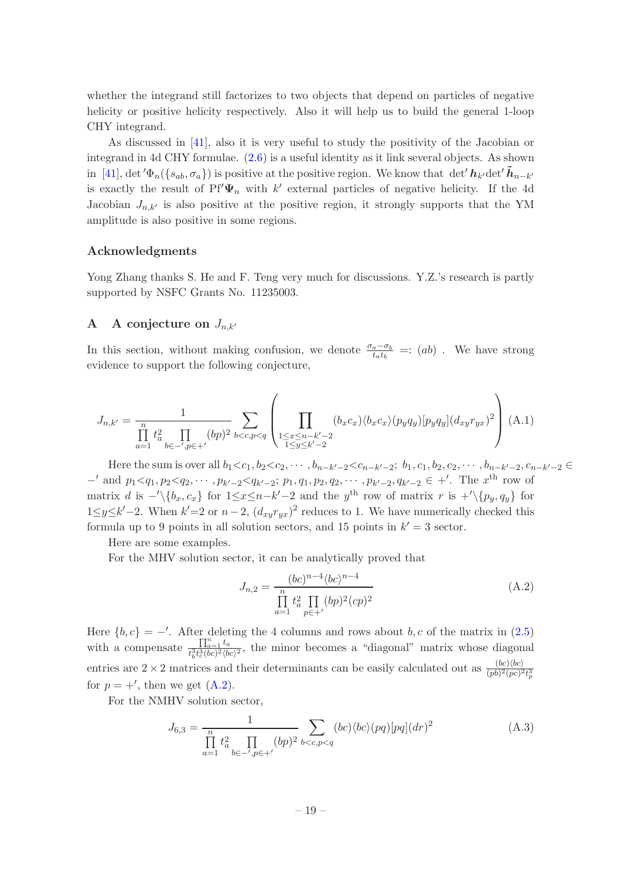whether the integrand still factorizes to two objects that depend on particles of negative helicity or positive helicity respectively. Also it will help us to build the general 1-loop CHY integrand.

As discussed in [41], also it is very useful to study the positivity of the Jacobian or integrand in 4d CHY formulae. (2.6) is a useful identity as it link several objects. As shown in [41], $\det{}'\Phi_n(\{s_{ab},\sigma_a\})$ is positive at the positive region. We know that $\det{}'\boldsymbol{h}_{k'}\det{}'\tilde{\boldsymbol{h}}_{n-k'}$ is exactly the result of $\mathrm{Pf}'\boldsymbol{\Psi}_n$ with $k'$ external particles of negative helicity. If the 4d Jacobian $J_{n,k'}$ is also positive at the positive region, it strongly supports that the YM amplitude is also positive in some regions.

### Acknowledgments

Yong Zhang thanks S. He and F. Teng very much for discussions. Y.Z.'s research is partly supported by NSFC Grants No. 11235003.

## A A conjecture on $J_{n,k'}$

In this section, without making confusion, we denote $\frac{\sigma_a-\sigma_b}{t_a t_b} =: (ab)$ . We have strong evidence to support the following conjecture,

$$
J_{n,k'} = \frac{1}{\prod\limits_{a=1}^{n} t_a^2 \prod\limits_{b\in -', p\in +'} (bp)^2} \sum_{b<c, p<q} \left( \prod_{\substack{1\leq x\leq n-k'-2 \\ 1\leq y\leq k'-2}} (b_x c_x)\langle b_x c_x\rangle (p_y q_y)[p_y q_y](d_{xy} r_{yx})^2 \right) \tag{A.1}
$$

Here the sum is over all $b_1{<}c_1, b_2{<}c_2, \cdots, b_{n-k'-2}{<}c_{n-k'-2}$; $b_1, c_1, b_2, c_2, \cdots, b_{n-k'-2}, c_{n-k'-2} \in -'$ and $p_1{<}q_1, p_2{<}q_2, \cdots, p_{k'-2}{<}q_{k'-2}$; $p_1, q_1, p_2, q_2, \cdots, p_{k'-2}, q_{k'-2} \in +'$. The $x^{\text{th}}$ row of matrix $d$ is $-'\backslash\{b_x, c_x\}$ for $1{\leq}x{\leq}n{-}k'{-}2$ and the $y^{\text{th}}$ row of matrix $r$ is $+'\backslash\{p_y, q_y\}$ for $1{\leq}y{\leq}k'{-}2$. When $k'{=}2$ or $n-2$, $(d_{xy}r_{yx})^2$ reduces to 1. We have numerically checked this formula up to 9 points in all solution sectors, and 15 points in $k'=3$ sector.

Here are some examples.

For the MHV solution sector, it can be analytically proved that

$$
J_{n,2} = \frac{(bc)^{n-4}\langle bc\rangle^{n-4}}{\prod\limits_{a=1}^{n} t_a^2 \prod\limits_{p\in +'} (bp)^2 (cp)^2} \tag{A.2}
$$

Here $\{b, c\} = -'$. After deleting the 4 columns and rows about $b, c$ of the matrix in (2.5) with a compensate $\frac{\prod_{a=1}^{n} t_a}{t_b^3 t_c^3 (bc)^2 \langle bc\rangle^2}$, the minor becomes a "diagonal" matrix whose diagonal entries are $2\times 2$ matrices and their determinants can be easily calculated out as $\frac{(bc)\langle bc\rangle}{(pb)^2(pc)^2 t_p^3}$ for $p = +'$, then we get (A.2).

For the NMHV solution sector,

$$
J_{6,3} = \frac{1}{\prod\limits_{a=1}^{n} t_a^2 \prod\limits_{b\in -', p\in +'} (bp)^2} \sum_{b<c, p<q} (bc)\langle bc\rangle (pq)[pq](dr)^2 \tag{A.3}
$$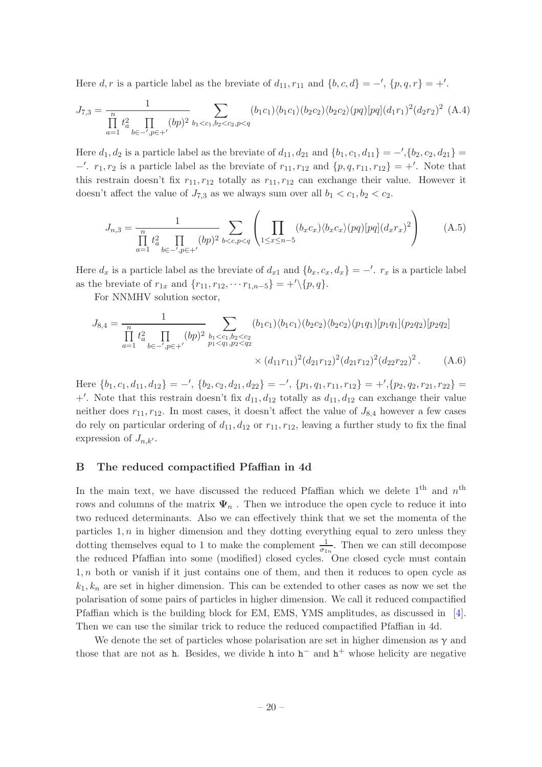Here $d, r$ is a particle label as the breviate of $d_{11}, r_{11}$ and $\{b, c, d\} = -'$, $\{p, q, r\} = +'$.

$$J_{7,3} = \frac{1}{\prod\limits_{a=1}^{n} t_a^2 \prod\limits_{b\in -', p\in +'} (bp)^2} \sum_{b_1<c_1, b_2<c_2, p<q} (b_1c_1)\langle b_1c_1\rangle (b_2c_2)\langle b_2c_2\rangle (pq)[pq](d_1r_1)^2(d_2r_2)^2 \quad \text{(A.4)}$$

Here $d_1, d_2$ is a particle label as the breviate of $d_{11}, d_{21}$ and $\{b_1, c_1, d_{11}\} = -'$,$\{b_2, c_2, d_{21}\} = -'$. $r_1, r_2$ is a particle label as the breviate of $r_{11}, r_{12}$ and $\{p, q, r_{11}, r_{12}\} = +'$. Note that this restrain doesn't fix $r_{11}, r_{12}$ totally as $r_{11}, r_{12}$ can exchange their value. However it doesn't affect the value of $J_{7,3}$ as we always sum over all $b_1 < c_1, b_2 < c_2$.

$$J_{n,3} = \frac{1}{\prod\limits_{a=1}^{n} t_a^2 \prod\limits_{b\in -', p\in +'} (bp)^2} \sum_{b<c, p<q} \left( \prod_{1\leq x\leq n-5} (b_xc_x)\langle b_xc_x\rangle (pq)[pq](d_xr_x)^2 \right) \quad \text{(A.5)}$$

Here $d_x$ is a particle label as the breviate of $d_{x1}$ and $\{b_x, c_x, d_x\} = -'$. $r_x$ is a particle label as the breviate of $r_{1x}$ and $\{r_{11}, r_{12}, \cdots r_{1,n-5}\} = +'\backslash\{p, q\}$.

For NNMHV solution sector,

$$\begin{aligned} J_{8,4} = \frac{1}{\prod\limits_{a=1}^{n} t_a^2 \prod\limits_{b\in -', p\in +'} (bp)^2} &\sum_{\substack{b_1<c_1, b_2<c_2 \\ p_1<q_1, p_2<q_2}} (b_1c_1)\langle b_1c_1\rangle (b_2c_2)\langle b_2c_2\rangle (p_1q_1)[p_1q_1](p_2q_2)[p_2q_2] \\ &\times (d_{11}r_{11})^2(d_{21}r_{12})^2(d_{21}r_{12})^2(d_{22}r_{22})^2 . \end{aligned} \quad \text{(A.6)}$$

Here $\{b_1, c_1, d_{11}, d_{12}\} = -'$, $\{b_2, c_2, d_{21}, d_{22}\} = -'$, $\{p_1, q_1, r_{11}, r_{12}\} = +'$,$\{p_2, q_2, r_{21}, r_{22}\} = +'$. Note that this restrain doesn't fix $d_{11}, d_{12}$ totally as $d_{11}, d_{12}$ can exchange their value neither does $r_{11}, r_{12}$. In most cases, it doesn't affect the value of $J_{8,4}$ however a few cases do rely on particular ordering of $d_{11}, d_{12}$ or $r_{11}, r_{12}$, leaving a further study to fix the final expression of $J_{n,k'}$.

## B The reduced compactified Pfaffian in 4d

In the main text, we have discussed the reduced Pfaffian which we delete $1^{\text{th}}$ and $n^{\text{th}}$ rows and columns of the matrix $\mathbf{\Psi}_n$ . Then we introduce the open cycle to reduce it into two reduced determinants. Also we can effectively think that we set the momenta of the particles $1, n$ in higher dimension and they dotting everything equal to zero unless they dotting themselves equal to 1 to make the complement $\frac{1}{\sigma_{1n}}$. Then we can still decompose the reduced Pfaffian into some (modified) closed cycles. One closed cycle must contain $1, n$ both or vanish if it just contains one of them, and then it reduces to open cycle as $k_1, k_n$ are set in higher dimension. This can be extended to other cases as now we set the polarisation of some pairs of particles in higher dimension. We call it reduced compactified Pfaffian which is the building block for EM, EMS, YMS amplitudes, as discussed in [4]. Then we can use the similar trick to reduce the reduced compactified Pfaffian in 4d.

We denote the set of particles whose polarisation are set in higher dimension as $\gamma$ and those that are not as $\mathtt{h}$. Besides, we divide $\mathtt{h}$ into $\mathtt{h}^-$ and $\mathtt{h}^+$ whose helicity are negative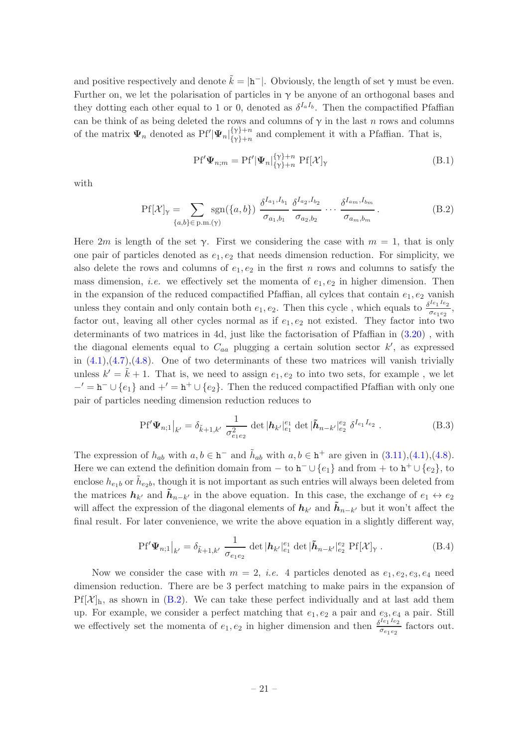and positive respectively and denote $\tilde{k} = |\mathtt{h}^-|$. Obviously, the length of set $\gamma$ must be even. Further on, we let the polarisation of particles in $\gamma$ be anyone of an orthogonal bases and they dotting each other equal to 1 or 0, denoted as $\delta^{I_a I_b}$. Then the compactified Pfaffian can be think of as being deleted the rows and columns of $\gamma$ in the last $n$ rows and columns of the matrix $\mathbf{\Psi}_n$ denoted as $\text{Pf}'|\mathbf{\Psi}_n|^{\{\gamma\}+n}_{\{\gamma\}+n}$ and complement it with a Pfaffian. That is,

$$
\text{Pf}'\mathbf{\Psi}_{n;m} = \text{Pf}'|\mathbf{\Psi}_n|^{\{\gamma\}+n}_{\{\gamma\}+n} \, \text{Pf}[\mathcal{X}]_\gamma \tag{B.1}
$$

with

$$
\text{Pf}[\mathcal{X}]_\gamma = \sum_{\{a,b\}\in\,\text{p.m.}(\gamma)} \text{sgn}(\{a,b\}) \, \frac{\delta^{I_{a_1},I_{b_1}}}{\sigma_{a_1,b_1}} \, \frac{\delta^{I_{a_2},I_{b_2}}}{\sigma_{a_2,b_2}} \cdots \frac{\delta^{I_{a_m},I_{b_m}}}{\sigma_{a_m,b_m}} \, . \tag{B.2}
$$

Here $2m$ is length of the set $\gamma$. First we considering the case with $m = 1$, that is only one pair of particles denoted as $e_1, e_2$ that needs dimension reduction. For simplicity, we also delete the rows and columns of $e_1, e_2$ in the first $n$ rows and columns to satisfy the mass dimension, *i.e.* we effectively set the momenta of $e_1, e_2$ in higher dimension. Then in the expansion of the reduced compactified Pfaffian, all cylces that contain $e_1, e_2$ vanish unless they contain and only contain both $e_1, e_2$. Then this cycle , which equals to $\frac{\delta^{I_{e_1} I_{e_2}}}{\sigma_{e_1 e_2}}$, factor out, leaving all other cycles normal as if $e_1, e_2$ not existed. They factor into two determinants of two matrices in 4d, just like the factorisation of Pfaffian in (3.20) , with the diagonal elements equal to $C_{aa}$ plugging a certain solution sector $k'$, as expressed in (4.1),(4.7),(4.8). One of two determinants of these two matrices will vanish trivially unless $k' = \tilde{k} + 1$. That is, we need to assign $e_1, e_2$ to into two sets, for example , we let $-' = \mathtt{h}^- \cup \{e_1\}$ and $+' = \mathtt{h}^+ \cup \{e_2\}$. Then the reduced compactified Pfaffian with only one pair of particles needing dimension reduction reduces to

$$
\text{Pf}'\mathbf{\Psi}_{n;1}\big|_{k'} = \delta_{\tilde{k}+1,k'} \, \frac{1}{\sigma^2_{e_1 e_2}} \, \det|\boldsymbol{h}_{k'}|^{e_1}_{e_1} \, \det|\tilde{\boldsymbol{h}}_{n-k'}|^{e_2}_{e_2} \, \delta^{I_{e_1} I_{e_2}} \, . \tag{B.3}
$$

The expression of $h_{ab}$ with $a, b \in \mathtt{h}^-$ and $\tilde{h}_{ab}$ with $a, b \in \mathtt{h}^+$ are given in (3.11),(4.1),(4.8). Here we can extend the definition domain from $-$ to $\mathtt{h}^- \cup \{e_1\}$ and from $+$ to $\mathtt{h}^+ \cup \{e_2\}$, to enclose $h_{e_1 b}$ or $\tilde{h}_{e_2 b}$, though it is not important as such entries will always been deleted from the matrices $\boldsymbol{h}_{k'}$ and $\tilde{\boldsymbol{h}}_{n-k'}$ in the above equation. In this case, the exchange of $e_1 \leftrightarrow e_2$ will affect the expression of the diagonal elements of $\boldsymbol{h}_{k'}$ and $\tilde{\boldsymbol{h}}_{n-k'}$ but it won't affect the final result. For later convenience, we write the above equation in a slightly different way,

$$
\text{Pf}'\mathbf{\Psi}_{n;1}\big|_{k'} = \delta_{\tilde{k}+1,k'} \, \frac{1}{\sigma_{e_1 e_2}} \, \det|\boldsymbol{h}_{k'}|^{e_1}_{e_1} \, \det|\tilde{\boldsymbol{h}}_{n-k'}|^{e_2}_{e_2} \, \text{Pf}[\mathcal{X}]_\gamma \, . \tag{B.4}
$$

Now we consider the case with $m = 2$, *i.e.* 4 particles denoted as $e_1, e_2, e_3, e_4$ need dimension reduction. There are be 3 perfect matching to make pairs in the expansion of $\text{Pf}[\mathcal{X}]_\text{h}$, as shown in (B.2). We can take these perfect individually and at last add them up. For example, we consider a perfect matching that $e_1, e_2$ a pair and $e_3, e_4$ a pair. Still we effectively set the momenta of $e_1, e_2$ in higher dimension and then $\frac{\delta^{I_{e_1} I_{e_2}}}{\sigma_{e_1 e_2}}$ factors out.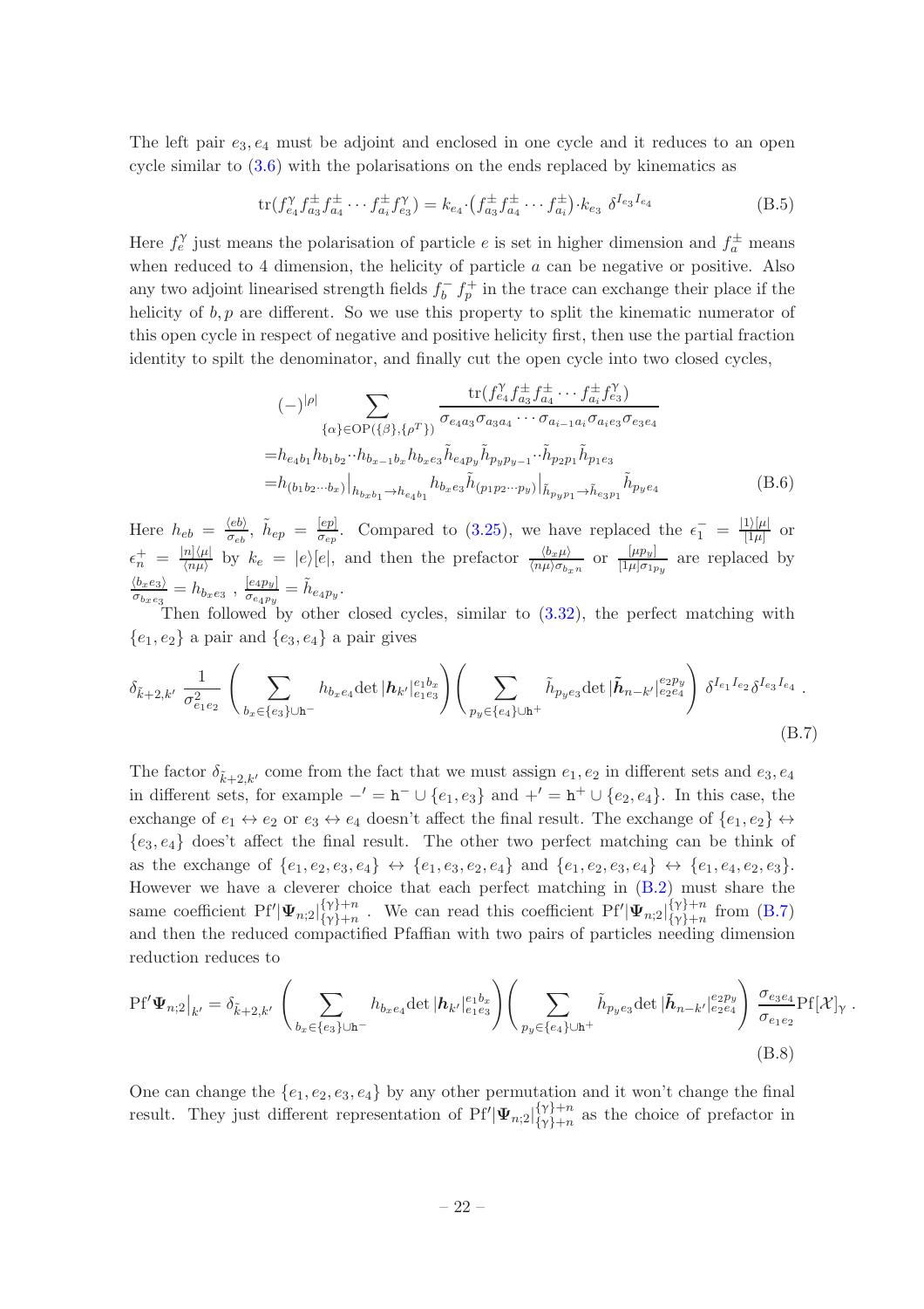The left pair $e_3, e_4$ must be adjoint and enclosed in one cycle and it reduces to an open cycle similar to (3.6) with the polarisations on the ends replaced by kinematics as

$$\mathrm{tr}(f^{\gamma}_{e_4} f^{\pm}_{a_3} f^{\pm}_{a_4} \cdots f^{\pm}_{a_i} f^{\gamma}_{e_3}) = k_{e_4} \cdot \big(f^{\pm}_{a_3} f^{\pm}_{a_4} \cdots f^{\pm}_{a_i}\big) \cdot k_{e_3} \;\; \delta^{I_{e_3} I_{e_4}} \tag{B.5}$$

Here $f^{\gamma}_{e}$ just means the polarisation of particle $e$ is set in higher dimension and $f^{\pm}_{a}$ means when reduced to 4 dimension, the helicity of particle $a$ can be negative or positive. Also any two adjoint linearised strength fields $f^{-}_{b}\; f^{+}_{p}$ in the trace can exchange their place if the helicity of $b, p$ are different. So we use this property to split the kinematic numerator of this open cycle in respect of negative and positive helicity first, then use the partial fraction identity to spilt the denominator, and finally cut the open cycle into two closed cycles,

$$\begin{aligned}
&(-)^{|\rho|} \sum_{\{\alpha\} \in \mathrm{OP}(\{\beta\},\{\rho^T\})} \frac{\mathrm{tr}(f^{\gamma}_{e_4} f^{\pm}_{a_3} f^{\pm}_{a_4} \cdots f^{\pm}_{a_i} f^{\gamma}_{e_3})}{\sigma_{e_4 a_3} \sigma_{a_3 a_4} \cdots \sigma_{a_{i-1} a_i} \sigma_{a_i e_3} \sigma_{e_3 e_4}} \\
=& h_{e_4 b_1} h_{b_1 b_2} \cdots h_{b_{x-1} b_x} h_{b_x e_3} \tilde{h}_{e_4 p_y} \tilde{h}_{p_y p_{y-1}} \cdots \tilde{h}_{p_2 p_1} \tilde{h}_{p_1 e_3} \\
=& h_{(b_1 b_2 \cdots b_x)}\big|_{h_{b_x b_1} \to h_{e_4 b_1}} h_{b_x e_3} \tilde{h}_{(p_1 p_2 \cdots p_y)}\big|_{\tilde{h}_{p_y p_1} \to \tilde{h}_{e_3 p_1}} \tilde{h}_{p_y e_4}
\end{aligned} \tag{B.6}$$

Here $h_{eb} = \frac{\langle eb \rangle}{\sigma_{eb}}$, $\tilde{h}_{ep} = \frac{[ep]}{\sigma_{ep}}$. Compared to (3.25), we have replaced the $\epsilon^{-}_{1} = \frac{|1\rangle[\mu|}{[1\mu]}$ or $\epsilon^{+}_{n} = \frac{|n]\langle\mu|}{\langle n\mu\rangle}$ by $k_e = |e\rangle[e|$, and then the prefactor $\frac{\langle b_x \mu\rangle}{\langle n\mu\rangle \sigma_{b_x n}}$ or $\frac{[\mu p_y]}{[1\mu]\sigma_{1 p_y}}$ are replaced by $\frac{\langle b_x e_3\rangle}{\sigma_{b_x e_3}} = h_{b_x e_3}$ , $\frac{[e_4 p_y]}{\sigma_{e_4 p_y}} = \tilde{h}_{e_4 p_y}$.

Then followed by other closed cycles, similar to (3.32), the perfect matching with $\{e_1, e_2\}$ a pair and $\{e_3, e_4\}$ a pair gives

$$\delta_{\tilde{k}+2,k'} \, \frac{1}{\sigma^2_{e_1 e_2}} \left( \sum_{b_x \in \{e_3\} \cup \mathtt{h}^-} h_{b_x e_4} \det |\boldsymbol{h}_{k'}|^{e_1 b_x}_{e_1 e_3} \right) \left( \sum_{p_y \in \{e_4\} \cup \mathtt{h}^+} \tilde{h}_{p_y e_3} \det |\tilde{\boldsymbol{h}}_{n-k'}|^{e_2 p_y}_{e_2 e_4} \right) \delta^{I_{e_1} I_{e_2}} \delta^{I_{e_3} I_{e_4}} \,. \tag{B.7}$$

The factor $\delta_{\tilde{k}+2,k'}$ come from the fact that we must assign $e_1, e_2$ in different sets and $e_3, e_4$ in different sets, for example $-' = \mathtt{h}^- \cup \{e_1, e_3\}$ and $+' = \mathtt{h}^+ \cup \{e_2, e_4\}$. In this case, the exchange of $e_1 \leftrightarrow e_2$ or $e_3 \leftrightarrow e_4$ doesn't affect the final result. The exchange of $\{e_1, e_2\} \leftrightarrow \{e_3, e_4\}$ does't affect the final result. The other two perfect matching can be think of as the exchange of $\{e_1, e_2, e_3, e_4\} \leftrightarrow \{e_1, e_3, e_2, e_4\}$ and $\{e_1, e_2, e_3, e_4\} \leftrightarrow \{e_1, e_4, e_2, e_3\}$. However we have a cleverer choice that each perfect matching in (B.2) must share the same coefficient $\mathrm{Pf}'|\boldsymbol{\Psi}_{n;2}|^{\{\gamma\}+n}_{\{\gamma\}+n}$ . We can read this coefficient $\mathrm{Pf}'|\boldsymbol{\Psi}_{n;2}|^{\{\gamma\}+n}_{\{\gamma\}+n}$ from (B.7) and then the reduced compactified Pfaffian with two pairs of particles needing dimension reduction reduces to

$$\mathrm{Pf}'\boldsymbol{\Psi}_{n;2}\big|_{k'} = \delta_{\tilde{k}+2,k'} \left( \sum_{b_x \in \{e_3\} \cup \mathtt{h}^-} h_{b_x e_4} \det |\boldsymbol{h}_{k'}|^{e_1 b_x}_{e_1 e_3} \right) \left( \sum_{p_y \in \{e_4\} \cup \mathtt{h}^+} \tilde{h}_{p_y e_3} \det |\tilde{\boldsymbol{h}}_{n-k'}|^{e_2 p_y}_{e_2 e_4} \right) \frac{\sigma_{e_3 e_4}}{\sigma_{e_1 e_2}} \mathrm{Pf}[\mathcal{X}]_{\gamma} \,. \tag{B.8}$$

One can change the $\{e_1, e_2, e_3, e_4\}$ by any other permutation and it won't change the final result. They just different representation of $\mathrm{Pf}'|\boldsymbol{\Psi}_{n;2}|^{\{\gamma\}+n}_{\{\gamma\}+n}$ as the choice of prefactor in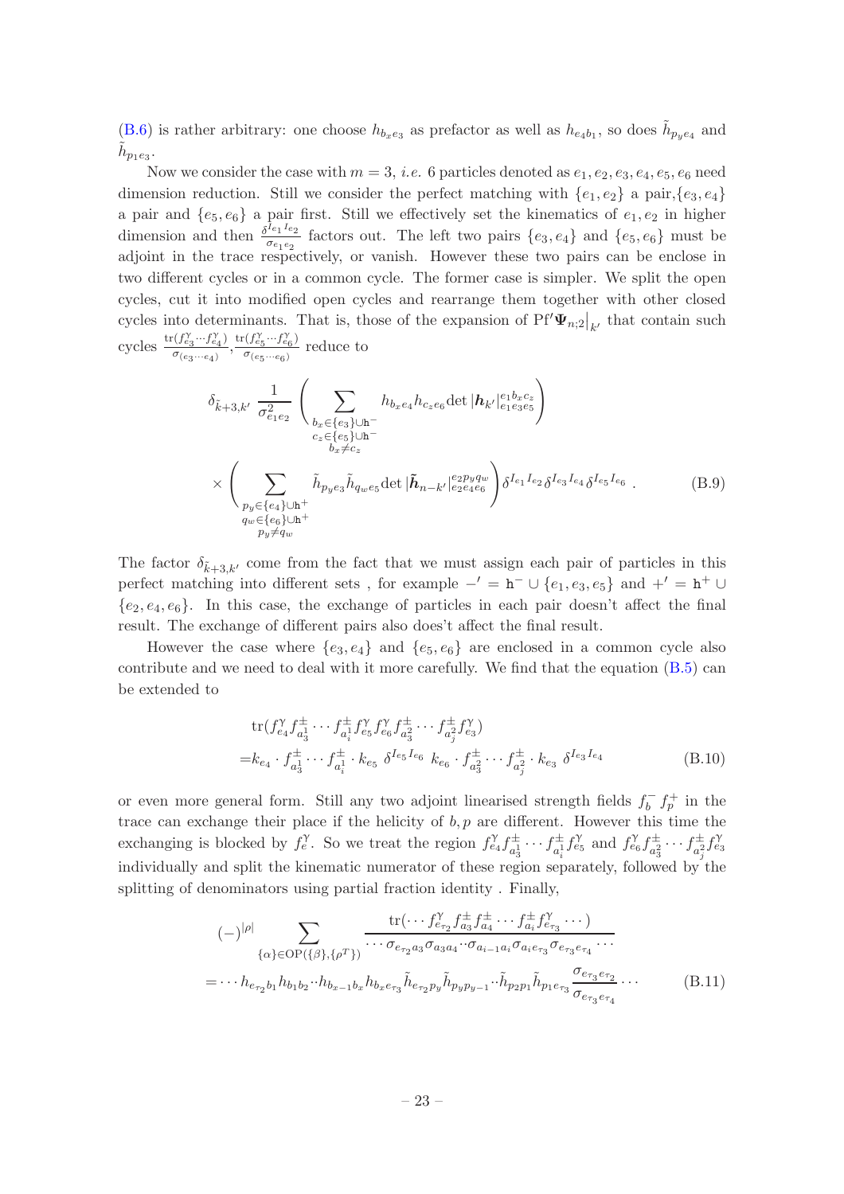(B.6) is rather arbitrary: one choose $h_{b_x e_3}$ as prefactor as well as $h_{e_4 b_1}$, so does $\tilde{h}_{p_y e_4}$ and $\tilde{h}_{p_1 e_3}$.

Now we consider the case with $m = 3$, *i.e.* 6 particles denoted as $e_1, e_2, e_3, e_4, e_5, e_6$ need dimension reduction. Still we consider the perfect matching with $\{e_1, e_2\}$ a pair,$\{e_3, e_4\}$ a pair and $\{e_5, e_6\}$ a pair first. Still we effectively set the kinematics of $e_1, e_2$ in higher dimension and then $\frac{\delta^{I_{e_1} I_{e_2}}}{\sigma_{e_1 e_2}}$ factors out. The left two pairs $\{e_3, e_4\}$ and $\{e_5, e_6\}$ must be adjoint in the trace respectively, or vanish. However these two pairs can be enclose in two different cycles or in a common cycle. The former case is simpler. We split the open cycles, cut it into modified open cycles and rearrange them together with other closed cycles into determinants. That is, those of the expansion of $\mathrm{Pf}'\boldsymbol{\Psi}_{n;2}\big|_{k'}$ that contain such cycles $\frac{\mathrm{tr}(f^{\gamma}_{e_3}\cdots f^{\gamma}_{e_4})}{\sigma_{(e_3\cdots e_4)}}, \frac{\mathrm{tr}(f^{\gamma}_{e_5}\cdots f^{\gamma}_{e_6})}{\sigma_{(e_5\cdots e_6)}}$ reduce to

$$
\begin{aligned}
&\delta_{\tilde{k}+3,k'}\ \frac{1}{\sigma^2_{e_1 e_2}} \left( \sum_{\substack{b_x \in \{e_3\}\cup \mathtt{h}^- \\ c_z \in \{e_5\}\cup \mathtt{h}^- \\ b_x \neq c_z}} h_{b_x e_4} h_{c_z e_6} \det|\boldsymbol{h}_{k'}|^{e_1 b_x c_z}_{e_1 e_3 e_5} \right) \\
&\times \left( \sum_{\substack{p_y \in \{e_4\}\cup \mathtt{h}^+ \\ q_w \in \{e_6\}\cup \mathtt{h}^+ \\ p_y \neq q_w}} \tilde{h}_{p_y e_3} \tilde{h}_{q_w e_5} \det|\tilde{\boldsymbol{h}}_{n-k'}|^{e_2 p_y q_w}_{e_2 e_4 e_6} \right) \delta^{I_{e_1} I_{e_2}} \delta^{I_{e_3} I_{e_4}} \delta^{I_{e_5} I_{e_6}}\ . 
\end{aligned}
\tag{B.9}
$$

The factor $\delta_{\tilde{k}+3,k'}$ come from the fact that we must assign each pair of particles in this perfect matching into different sets , for example $-' = \mathtt{h}^- \cup \{e_1, e_3, e_5\}$ and $+' = \mathtt{h}^+ \cup \{e_2, e_4, e_6\}$. In this case, the exchange of particles in each pair doesn't affect the final result. The exchange of different pairs also does't affect the final result.

However the case where $\{e_3, e_4\}$ and $\{e_5, e_6\}$ are enclosed in a common cycle also contribute and we need to deal with it more carefully. We find that the equation (B.5) can be extended to

$$
\begin{aligned}
&\mathrm{tr}(f^{\gamma}_{e_4} f^{\pm}_{a^1_3} \cdots f^{\pm}_{a^1_i} f^{\gamma}_{e_5} f^{\gamma}_{e_6} f^{\pm}_{a^2_3} \cdots f^{\pm}_{a^2_j} f^{\gamma}_{e_3}) \\
=& k_{e_4} \cdot f^{\pm}_{a^1_3} \cdots f^{\pm}_{a^1_i} \cdot k_{e_5}\ \delta^{I_{e_5} I_{e_6}}\ k_{e_6} \cdot f^{\pm}_{a^2_3} \cdots f^{\pm}_{a^2_j} \cdot k_{e_3}\ \delta^{I_{e_3} I_{e_4}}
\end{aligned}
\tag{B.10}
$$

or even more general form. Still any two adjoint linearised strength fields $f^-_b\ f^+_p$ in the trace can exchange their place if the helicity of $b, p$ are different. However this time the exchanging is blocked by $f^{\gamma}_e$. So we treat the region $f^{\gamma}_{e_4} f^{\pm}_{a^1_3} \cdots f^{\pm}_{a^1_i} f^{\gamma}_{e_5}$ and $f^{\gamma}_{e_6} f^{\pm}_{a^2_3} \cdots f^{\pm}_{a^2_j} f^{\gamma}_{e_3}$ individually and split the kinematic numerator of these region separately, followed by the splitting of denominators using partial fraction identity . Finally,

$$
\begin{aligned}
&(-)^{|\rho|} \sum_{\{\alpha\} \in \mathrm{OP}(\{\beta\}, \{\rho^T\})} \frac{\mathrm{tr}(\cdots f^{\gamma}_{e_{\tau_2}} f^{\pm}_{a_3} f^{\pm}_{a_4} \cdots f^{\pm}_{a_i} f^{\gamma}_{e_{\tau_3}} \cdots)}{\cdots \sigma_{e_{\tau_2} a_3} \sigma_{a_3 a_4} \cdots \sigma_{a_{i-1} a_i} \sigma_{a_i e_{\tau_3}} \sigma_{e_{\tau_3} e_{\tau_4}} \cdots} \\
=& \cdots h_{e_{\tau_2} b_1} h_{b_1 b_2} \cdots h_{b_{x-1} b_x} h_{b_x e_{\tau_3}} \tilde{h}_{e_{\tau_2} p_y} \tilde{h}_{p_y p_{y-1}} \cdots \tilde{h}_{p_2 p_1} \tilde{h}_{p_1 e_{\tau_3}} \frac{\sigma_{e_{\tau_3} e_{\tau_2}}}{\sigma_{e_{\tau_3} e_{\tau_4}}} \cdots
\end{aligned}
\tag{B.11}
$$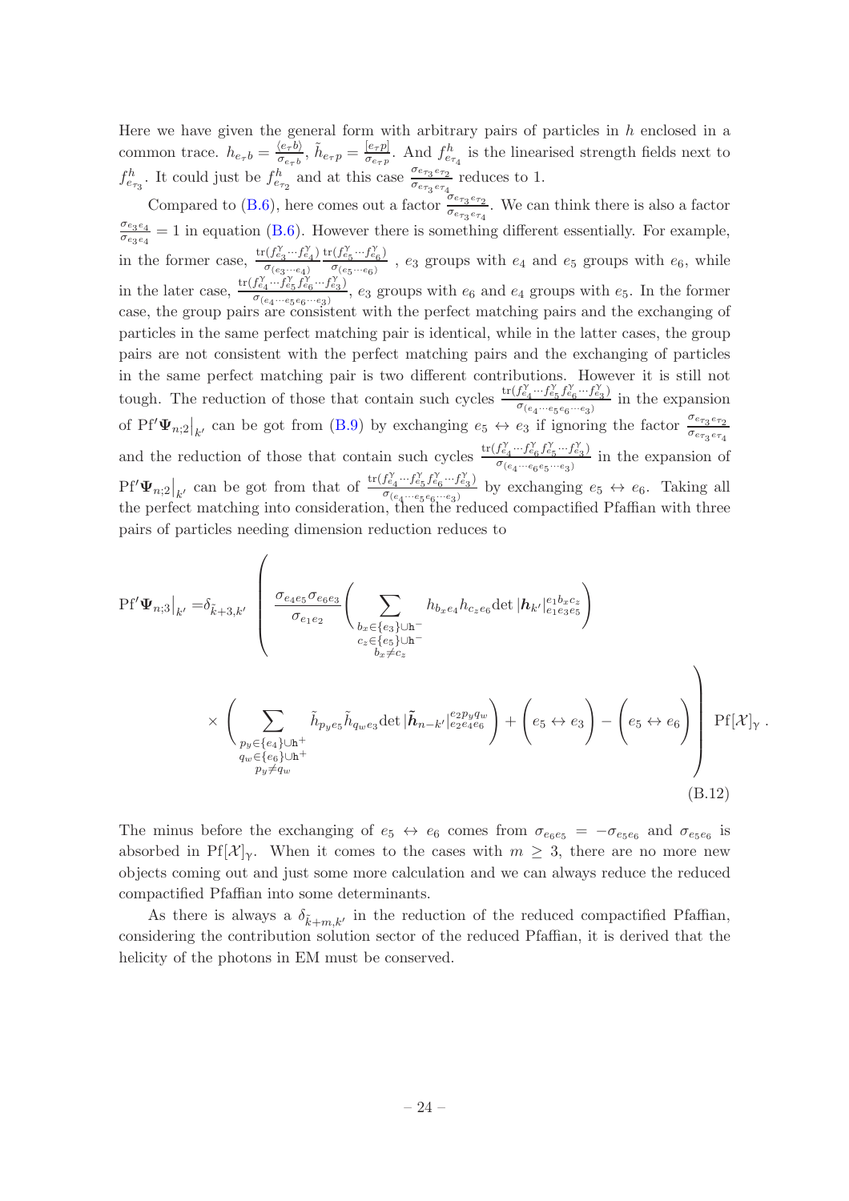Here we have given the general form with arbitrary pairs of particles in $h$ enclosed in a common trace. $h_{e_\tau b} = \frac{\langle e_\tau b\rangle}{\sigma_{e_\tau b}}$, $\tilde{h}_{e_\tau p} = \frac{[e_\tau p]}{\sigma_{e_\tau p}}$. And $f^h_{e_{\tau_4}}$ is the linearised strength fields next to $f^h_{e_{\tau_3}}$. It could just be $f^h_{e_{\tau_2}}$ and at this case $\frac{\sigma_{e_{\tau_3}e_{\tau_2}}}{\sigma_{e_{\tau_3}e_{\tau_4}}}$ reduces to 1.

Compared to (B.6), here comes out a factor $\frac{\sigma_{e_{\tau_3}e_{\tau_2}}}{\sigma_{e_{\tau_3}e_{\tau_4}}}$. We can think there is also a factor $\frac{\sigma_{e_3e_4}}{\sigma_{e_3e_4}} = 1$ in equation (B.6). However there is something different essentially. For example, in the former case, $\frac{\mathrm{tr}(f^\gamma_{e_3}\cdots f^\gamma_{e_4})}{\sigma_{(e_3\cdots e_4)}}\frac{\mathrm{tr}(f^\gamma_{e_5}\cdots f^\gamma_{e_6})}{\sigma_{(e_5\cdots e_6)}}$ , $e_3$ groups with $e_4$ and $e_5$ groups with $e_6$, while in the later case, $\frac{\mathrm{tr}(f^\gamma_{e_4}\cdots f^\gamma_{e_5}f^\gamma_{e_6}\cdots f^\gamma_{e_3})}{\sigma_{(e_4\cdots e_5e_6\cdots e_3)}}$, $e_3$ groups with $e_6$ and $e_4$ groups with $e_5$. In the former case, the group pairs are consistent with the perfect matching pairs and the exchanging of particles in the same perfect matching pair is identical, while in the latter cases, the group pairs are not consistent with the perfect matching pairs and the exchanging of particles in the same perfect matching pair is two different contributions. However it is still not tough. The reduction of those that contain such cycles $\frac{\mathrm{tr}(f^\gamma_{e_4}\cdots f^\gamma_{e_5}f^\gamma_{e_6}\cdots f^\gamma_{e_3})}{\sigma_{(e_4\cdots e_5e_6\cdots e_3)}}$ in the expansion of $\mathrm{Pf}'\boldsymbol{\Psi}_{n;2}\big|_{k'}$ can be got from (B.9) by exchanging $e_5 \leftrightarrow e_3$ if ignoring the factor $\frac{\sigma_{e_{\tau_3}e_{\tau_2}}}{\sigma_{e_{\tau_3}e_{\tau_4}}}$ and the reduction of those that contain such cycles $\frac{\mathrm{tr}(f^\gamma_{e_4}\cdots f^\gamma_{e_6}f^\gamma_{e_5}\cdots f^\gamma_{e_3})}{\sigma_{(e_4\cdots e_6e_5\cdots e_3)}}$ in the expansion of $\mathrm{Pf}'\boldsymbol{\Psi}_{n;2}\big|_{k'}$ can be got from that of $\frac{\mathrm{tr}(f^\gamma_{e_4}\cdots f^\gamma_{e_5}f^\gamma_{e_6}\cdots f^\gamma_{e_3})}{\sigma_{(e_4\cdots e_5e_6\cdots e_3)}}$ by exchanging $e_5 \leftrightarrow e_6$. Taking all the perfect matching into consideration, then the reduced compactified Pfaffian with three pairs of particles needing dimension reduction reduces to

$$
\begin{aligned}
\mathrm{Pf}'\boldsymbol{\Psi}_{n;3}\big|_{k'} =& \delta_{\tilde{k}+3,k'} \Bigg( \frac{\sigma_{e_4e_5}\sigma_{e_6e_3}}{\sigma_{e_1e_2}} \Bigg( \sum_{\substack{b_x\in\{e_3\}\cup\mathfrak{h}^-\\ c_z\in\{e_5\}\cup\mathfrak{h}^-\\ b_x\neq c_z}} h_{b_xe_4}h_{c_ze_6}\det|\boldsymbol{h}_{k'}|^{e_1b_xc_z}_{e_1e_3e_5} \Bigg) \\
&\times \Bigg( \sum_{\substack{p_y\in\{e_4\}\cup\mathfrak{h}^+\\ q_w\in\{e_6\}\cup\mathfrak{h}^+\\ p_y\neq q_w}} \tilde{h}_{p_ye_5}\tilde{h}_{q_we_3}\det|\tilde{\boldsymbol{h}}_{n-k'}|^{e_2p_yq_w}_{e_2e_4e_6} \Bigg) + \Big(e_5\leftrightarrow e_3\Big) - \Big(e_5\leftrightarrow e_6\Big) \Bigg)\,\mathrm{Pf}[\mathcal{X}]_\gamma\,.
\end{aligned}
\tag{B.12}
$$

The minus before the exchanging of $e_5 \leftrightarrow e_6$ comes from $\sigma_{e_6e_5} = -\sigma_{e_5e_6}$ and $\sigma_{e_5e_6}$ is absorbed in $\mathrm{Pf}[\mathcal{X}]_\gamma$. When it comes to the cases with $m \geq 3$, there are no more new objects coming out and just some more calculation and we can always reduce the reduced compactified Pfaffian into some determinants.

As there is always a $\delta_{\tilde{k}+m,k'}$ in the reduction of the reduced compactified Pfaffian, considering the contribution solution sector of the reduced Pfaffian, it is derived that the helicity of the photons in EM must be conserved.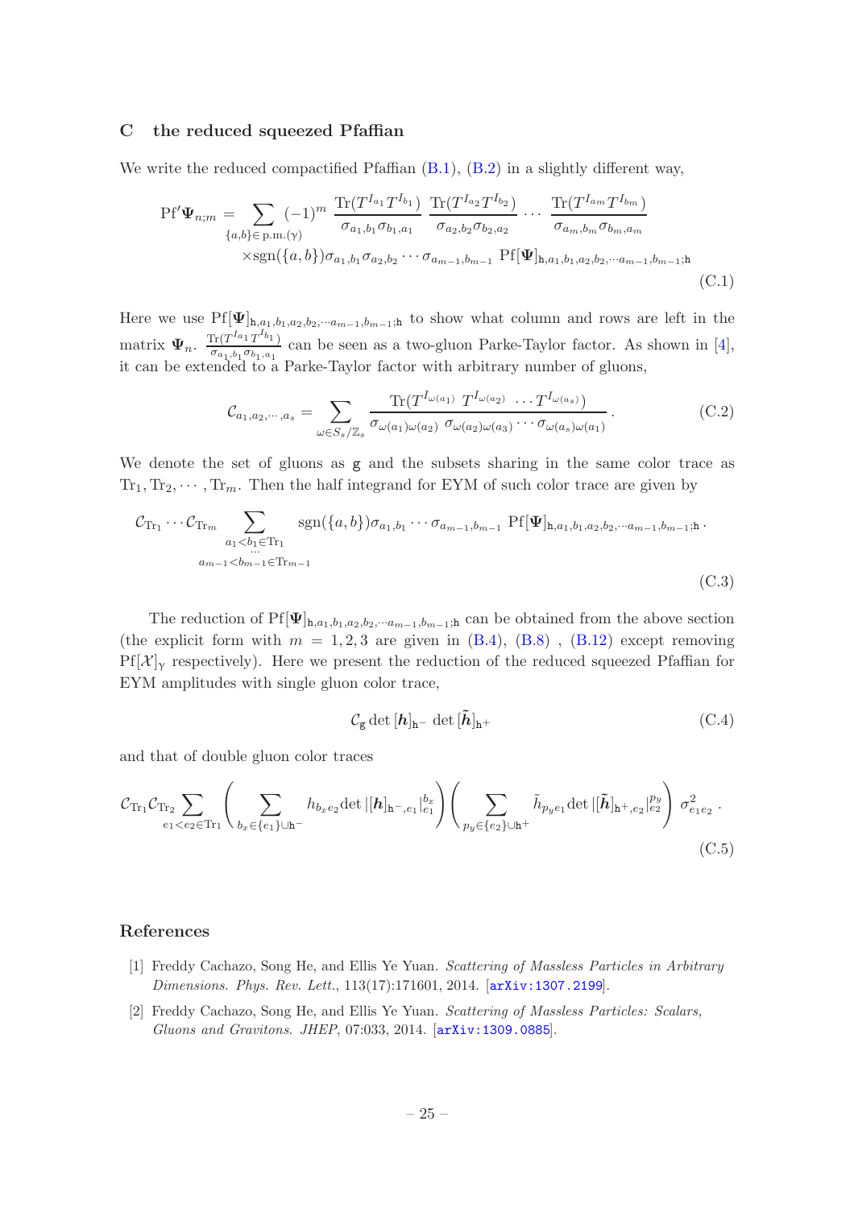## C the reduced squeezed Pfaffian

We write the reduced compactified Pfaffian (B.1), (B.2) in a slightly different way,

$$
\begin{aligned}
\mathrm{Pf}'\boldsymbol{\Psi}_{n;m} = &\sum_{\{a,b\}\in \text{p.m.}(\gamma)} (-1)^m \, \frac{\mathrm{Tr}(T^{I_{a_1}}T^{I_{b_1}})}{\sigma_{a_1,b_1}\sigma_{b_1,a_1}} \, \frac{\mathrm{Tr}(T^{I_{a_2}}T^{I_{b_2}})}{\sigma_{a_2,b_2}\sigma_{b_2,a_2}} \cdots \frac{\mathrm{Tr}(T^{I_{a_m}}T^{I_{b_m}})}{\sigma_{a_m,b_m}\sigma_{b_m,a_m}} \\
&\times \mathrm{sgn}(\{a,b\})\sigma_{a_1,b_1}\sigma_{a_2,b_2}\cdots\sigma_{a_{m-1},b_{m-1}} \ \mathrm{Pf}[\boldsymbol{\Psi}]_{\mathtt{h},a_1,b_1,a_2,b_2,\cdots a_{m-1},b_{m-1};\mathtt{h}}
\end{aligned}
\tag{C.1}
$$

Here we use $\mathrm{Pf}[\boldsymbol{\Psi}]_{\mathtt{h},a_1,b_1,a_2,b_2,\cdots a_{m-1},b_{m-1};\mathtt{h}}$ to show what column and rows are left in the matrix $\boldsymbol{\Psi}_n$. $\frac{\mathrm{Tr}(T^{I_{a_1}}T^{I_{b_1}})}{\sigma_{a_1,b_1}\sigma_{b_1,a_1}}$ can be seen as a two-gluon Parke-Taylor factor. As shown in [4], it can be extended to a Parke-Taylor factor with arbitrary number of gluons,

$$
\mathcal{C}_{a_1,a_2,\cdots,a_s} = \sum_{\omega\in S_s/\mathbb{Z}_s} \frac{\mathrm{Tr}(T^{I_{\omega(a_1)}}\, T^{I_{\omega(a_2)}}\, \cdots T^{I_{\omega(a_s)}})}{\sigma_{\omega(a_1)\omega(a_2)}\ \sigma_{\omega(a_2)\omega(a_3)}\cdots\sigma_{\omega(a_s)\omega(a_1)}}\,.
\tag{C.2}
$$

We denote the set of gluons as $\mathtt{g}$ and the subsets sharing in the same color trace as $\mathrm{Tr}_1, \mathrm{Tr}_2, \cdots, \mathrm{Tr}_m$. Then the half integrand for EYM of such color trace are given by

$$
\mathcal{C}_{\mathrm{Tr}_1}\cdots\mathcal{C}_{\mathrm{Tr}_m} \sum_{\substack{a_1<b_1\in\mathrm{Tr}_1\\ \cdots \\ a_{m-1}<b_{m-1}\in\mathrm{Tr}_{m-1}}} \mathrm{sgn}(\{a,b\})\sigma_{a_1,b_1}\cdots\sigma_{a_{m-1},b_{m-1}} \ \mathrm{Pf}[\boldsymbol{\Psi}]_{\mathtt{h},a_1,b_1,a_2,b_2,\cdots a_{m-1},b_{m-1};\mathtt{h}}\,.
\tag{C.3}
$$

The reduction of $\mathrm{Pf}[\boldsymbol{\Psi}]_{\mathtt{h},a_1,b_1,a_2,b_2,\cdots a_{m-1},b_{m-1};\mathtt{h}}$ can be obtained from the above section (the explicit form with $m = 1,2,3$ are given in (B.4), (B.8) , (B.12) except removing $\mathrm{Pf}[\mathcal{X}]_\gamma$ respectively). Here we present the reduction of the reduced squeezed Pfaffian for EYM amplitudes with single gluon color trace,

$$
\mathcal{C}_{\mathtt{g}}\det{[\boldsymbol{h}]_{\mathtt{h}^-}}\ \det{[\tilde{\boldsymbol{h}}]_{\mathtt{h}^+}}
\tag{C.4}
$$

and that of double gluon color traces

$$
\mathcal{C}_{\mathrm{Tr}_1}\mathcal{C}_{\mathrm{Tr}_2}\sum_{e_1<e_2\in\mathrm{Tr}_1}\left(\sum_{b_x\in\{e_1\}\cup\mathtt{h}^-} h_{b_x e_2}\det|[\boldsymbol{h}]_{\mathtt{h}^-,e_1}|^{b_x}_{e_1}\right)\left(\sum_{p_y\in\{e_2\}\cup\mathtt{h}^+}\tilde{h}_{p_y e_1}\det|[\tilde{\boldsymbol{h}}]_{\mathtt{h}^+,e_2}|^{p_y}_{e_2}\right)\ \sigma^2_{e_1 e_2}\,.
\tag{C.5}
$$

## References

[1] Freddy Cachazo, Song He, and Ellis Ye Yuan. *Scattering of Massless Particles in Arbitrary Dimensions*. *Phys. Rev. Lett.*, 113(17):171601, 2014. [arXiv:1307.2199].

[2] Freddy Cachazo, Song He, and Ellis Ye Yuan. *Scattering of Massless Particles: Scalars, Gluons and Gravitons*. *JHEP*, 07:033, 2014. [arXiv:1309.0885].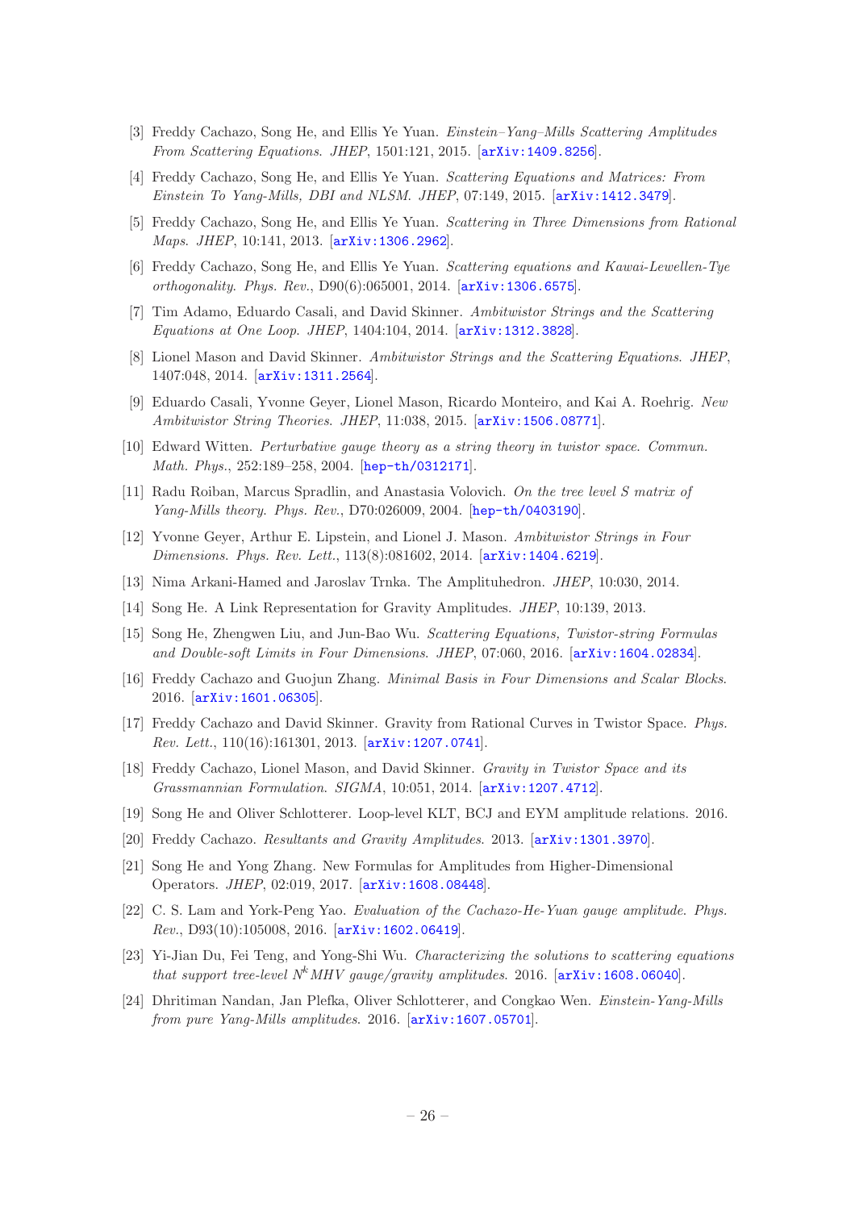[3] Freddy Cachazo, Song He, and Ellis Ye Yuan. *Einstein–Yang–Mills Scattering Amplitudes From Scattering Equations*. *JHEP*, 1501:121, 2015. [arXiv:1409.8256].

[4] Freddy Cachazo, Song He, and Ellis Ye Yuan. *Scattering Equations and Matrices: From Einstein To Yang-Mills, DBI and NLSM*. *JHEP*, 07:149, 2015. [arXiv:1412.3479].

[5] Freddy Cachazo, Song He, and Ellis Ye Yuan. *Scattering in Three Dimensions from Rational Maps*. *JHEP*, 10:141, 2013. [arXiv:1306.2962].

[6] Freddy Cachazo, Song He, and Ellis Ye Yuan. *Scattering equations and Kawai-Lewellen-Tye orthogonality*. *Phys. Rev.*, D90(6):065001, 2014. [arXiv:1306.6575].

[7] Tim Adamo, Eduardo Casali, and David Skinner. *Ambitwistor Strings and the Scattering Equations at One Loop*. *JHEP*, 1404:104, 2014. [arXiv:1312.3828].

[8] Lionel Mason and David Skinner. *Ambitwistor Strings and the Scattering Equations*. *JHEP*, 1407:048, 2014. [arXiv:1311.2564].

[9] Eduardo Casali, Yvonne Geyer, Lionel Mason, Ricardo Monteiro, and Kai A. Roehrig. *New Ambitwistor String Theories*. *JHEP*, 11:038, 2015. [arXiv:1506.08771].

[10] Edward Witten. *Perturbative gauge theory as a string theory in twistor space*. *Commun. Math. Phys.*, 252:189–258, 2004. [hep-th/0312171].

[11] Radu Roiban, Marcus Spradlin, and Anastasia Volovich. *On the tree level S matrix of Yang-Mills theory*. *Phys. Rev.*, D70:026009, 2004. [hep-th/0403190].

[12] Yvonne Geyer, Arthur E. Lipstein, and Lionel J. Mason. *Ambitwistor Strings in Four Dimensions*. *Phys. Rev. Lett.*, 113(8):081602, 2014. [arXiv:1404.6219].

[13] Nima Arkani-Hamed and Jaroslav Trnka. The Amplituhedron. *JHEP*, 10:030, 2014.

[14] Song He. A Link Representation for Gravity Amplitudes. *JHEP*, 10:139, 2013.

[15] Song He, Zhengwen Liu, and Jun-Bao Wu. *Scattering Equations, Twistor-string Formulas and Double-soft Limits in Four Dimensions*. *JHEP*, 07:060, 2016. [arXiv:1604.02834].

[16] Freddy Cachazo and Guojun Zhang. *Minimal Basis in Four Dimensions and Scalar Blocks*. 2016. [arXiv:1601.06305].

[17] Freddy Cachazo and David Skinner. Gravity from Rational Curves in Twistor Space. *Phys. Rev. Lett.*, 110(16):161301, 2013. [arXiv:1207.0741].

[18] Freddy Cachazo, Lionel Mason, and David Skinner. *Gravity in Twistor Space and its Grassmannian Formulation*. *SIGMA*, 10:051, 2014. [arXiv:1207.4712].

[19] Song He and Oliver Schlotterer. Loop-level KLT, BCJ and EYM amplitude relations. 2016.

[20] Freddy Cachazo. *Resultants and Gravity Amplitudes*. 2013. [arXiv:1301.3970].

[21] Song He and Yong Zhang. New Formulas for Amplitudes from Higher-Dimensional Operators. *JHEP*, 02:019, 2017. [arXiv:1608.08448].

[22] C. S. Lam and York-Peng Yao. *Evaluation of the Cachazo-He-Yuan gauge amplitude*. *Phys. Rev.*, D93(10):105008, 2016. [arXiv:1602.06419].

[23] Yi-Jian Du, Fei Teng, and Yong-Shi Wu. *Characterizing the solutions to scattering equations that support tree-level $N^k$MHV gauge/gravity amplitudes*. 2016. [arXiv:1608.06040].

[24] Dhritiman Nandan, Jan Plefka, Oliver Schlotterer, and Congkao Wen. *Einstein-Yang-Mills from pure Yang-Mills amplitudes*. 2016. [arXiv:1607.05701].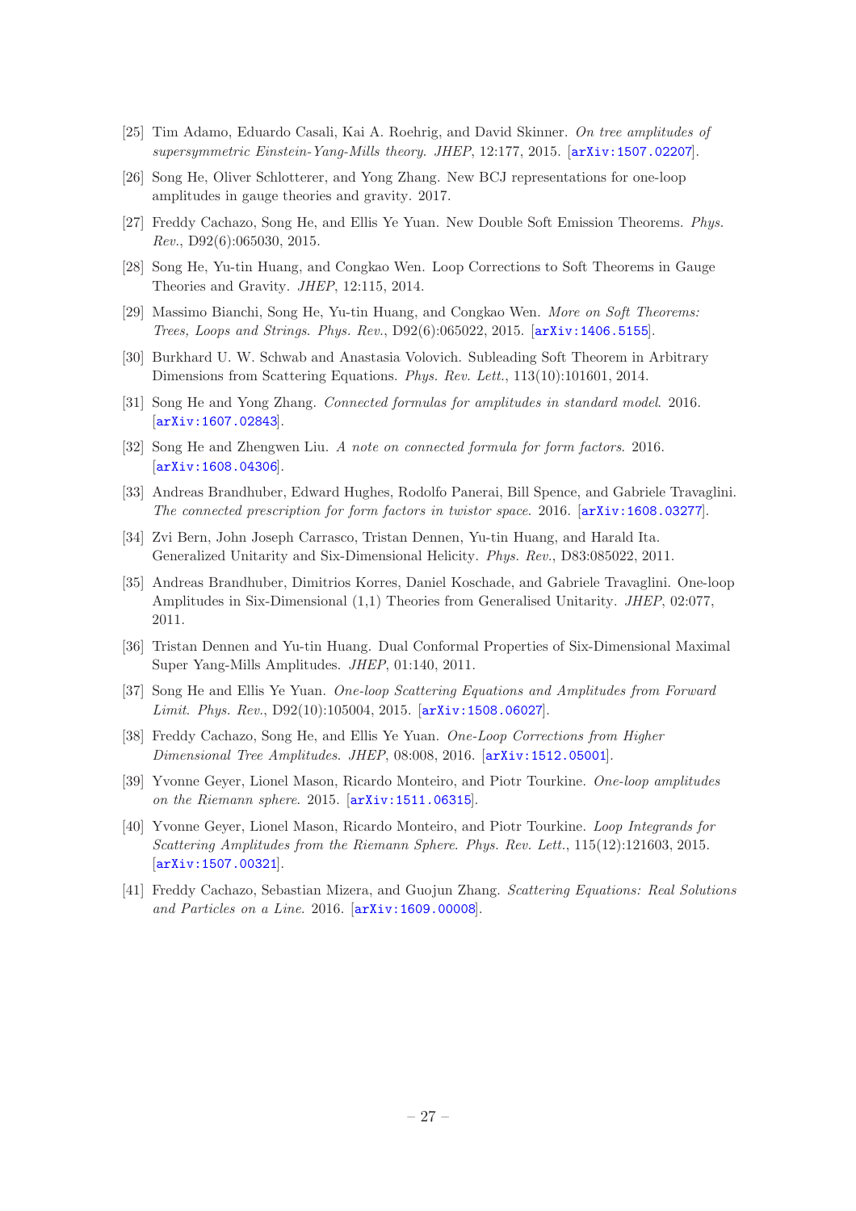[25] Tim Adamo, Eduardo Casali, Kai A. Roehrig, and David Skinner. *On tree amplitudes of supersymmetric Einstein-Yang-Mills theory*. *JHEP*, 12:177, 2015. [arXiv:1507.02207].

[26] Song He, Oliver Schlotterer, and Yong Zhang. New BCJ representations for one-loop amplitudes in gauge theories and gravity. 2017.

[27] Freddy Cachazo, Song He, and Ellis Ye Yuan. New Double Soft Emission Theorems. *Phys. Rev.*, D92(6):065030, 2015.

[28] Song He, Yu-tin Huang, and Congkao Wen. Loop Corrections to Soft Theorems in Gauge Theories and Gravity. *JHEP*, 12:115, 2014.

[29] Massimo Bianchi, Song He, Yu-tin Huang, and Congkao Wen. *More on Soft Theorems: Trees, Loops and Strings*. *Phys. Rev.*, D92(6):065022, 2015. [arXiv:1406.5155].

[30] Burkhard U. W. Schwab and Anastasia Volovich. Subleading Soft Theorem in Arbitrary Dimensions from Scattering Equations. *Phys. Rev. Lett.*, 113(10):101601, 2014.

[31] Song He and Yong Zhang. *Connected formulas for amplitudes in standard model*. 2016. [arXiv:1607.02843].

[32] Song He and Zhengwen Liu. *A note on connected formula for form factors*. 2016. [arXiv:1608.04306].

[33] Andreas Brandhuber, Edward Hughes, Rodolfo Panerai, Bill Spence, and Gabriele Travaglini. *The connected prescription for form factors in twistor space*. 2016. [arXiv:1608.03277].

[34] Zvi Bern, John Joseph Carrasco, Tristan Dennen, Yu-tin Huang, and Harald Ita. Generalized Unitarity and Six-Dimensional Helicity. *Phys. Rev.*, D83:085022, 2011.

[35] Andreas Brandhuber, Dimitrios Korres, Daniel Koschade, and Gabriele Travaglini. One-loop Amplitudes in Six-Dimensional (1,1) Theories from Generalised Unitarity. *JHEP*, 02:077, 2011.

[36] Tristan Dennen and Yu-tin Huang. Dual Conformal Properties of Six-Dimensional Maximal Super Yang-Mills Amplitudes. *JHEP*, 01:140, 2011.

[37] Song He and Ellis Ye Yuan. *One-loop Scattering Equations and Amplitudes from Forward Limit*. *Phys. Rev.*, D92(10):105004, 2015. [arXiv:1508.06027].

[38] Freddy Cachazo, Song He, and Ellis Ye Yuan. *One-Loop Corrections from Higher Dimensional Tree Amplitudes*. *JHEP*, 08:008, 2016. [arXiv:1512.05001].

[39] Yvonne Geyer, Lionel Mason, Ricardo Monteiro, and Piotr Tourkine. *One-loop amplitudes on the Riemann sphere*. 2015. [arXiv:1511.06315].

[40] Yvonne Geyer, Lionel Mason, Ricardo Monteiro, and Piotr Tourkine. *Loop Integrands for Scattering Amplitudes from the Riemann Sphere*. *Phys. Rev. Lett.*, 115(12):121603, 2015. [arXiv:1507.00321].

[41] Freddy Cachazo, Sebastian Mizera, and Guojun Zhang. *Scattering Equations: Real Solutions and Particles on a Line*. 2016. [arXiv:1609.00008].